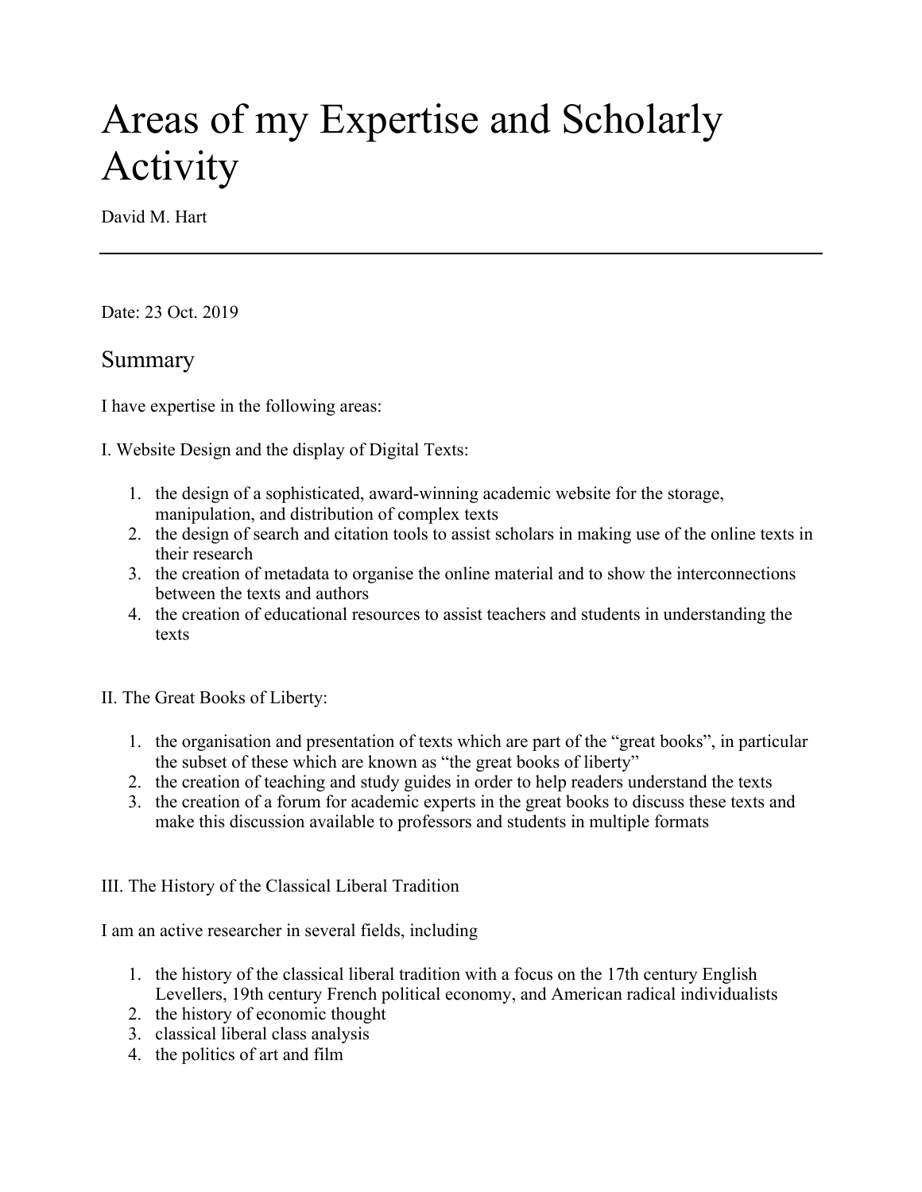# Areas of my Expertise and Scholarly Activity

David M. Hart

---

Date: 23 Oct. 2019

## Summary

I have expertise in the following areas:

I. Website Design and the display of Digital Texts:

1. the design of a sophisticated, award-winning academic website for the storage, manipulation, and distribution of complex texts
2. the design of search and citation tools to assist scholars in making use of the online texts in their research
3. the creation of metadata to organise the online material and to show the interconnections between the texts and authors
4. the creation of educational resources to assist teachers and students in understanding the texts

II. The Great Books of Liberty:

1. the organisation and presentation of texts which are part of the "great books", in particular the subset of these which are known as "the great books of liberty"
2. the creation of teaching and study guides in order to help readers understand the texts
3. the creation of a forum for academic experts in the great books to discuss these texts and make this discussion available to professors and students in multiple formats

III. The History of the Classical Liberal Tradition

I am an active researcher in several fields, including

1. the history of the classical liberal tradition with a focus on the 17th century English Levellers, 19th century French political economy, and American radical individualists
2. the history of economic thought
3. classical liberal class analysis
4. the politics of art and film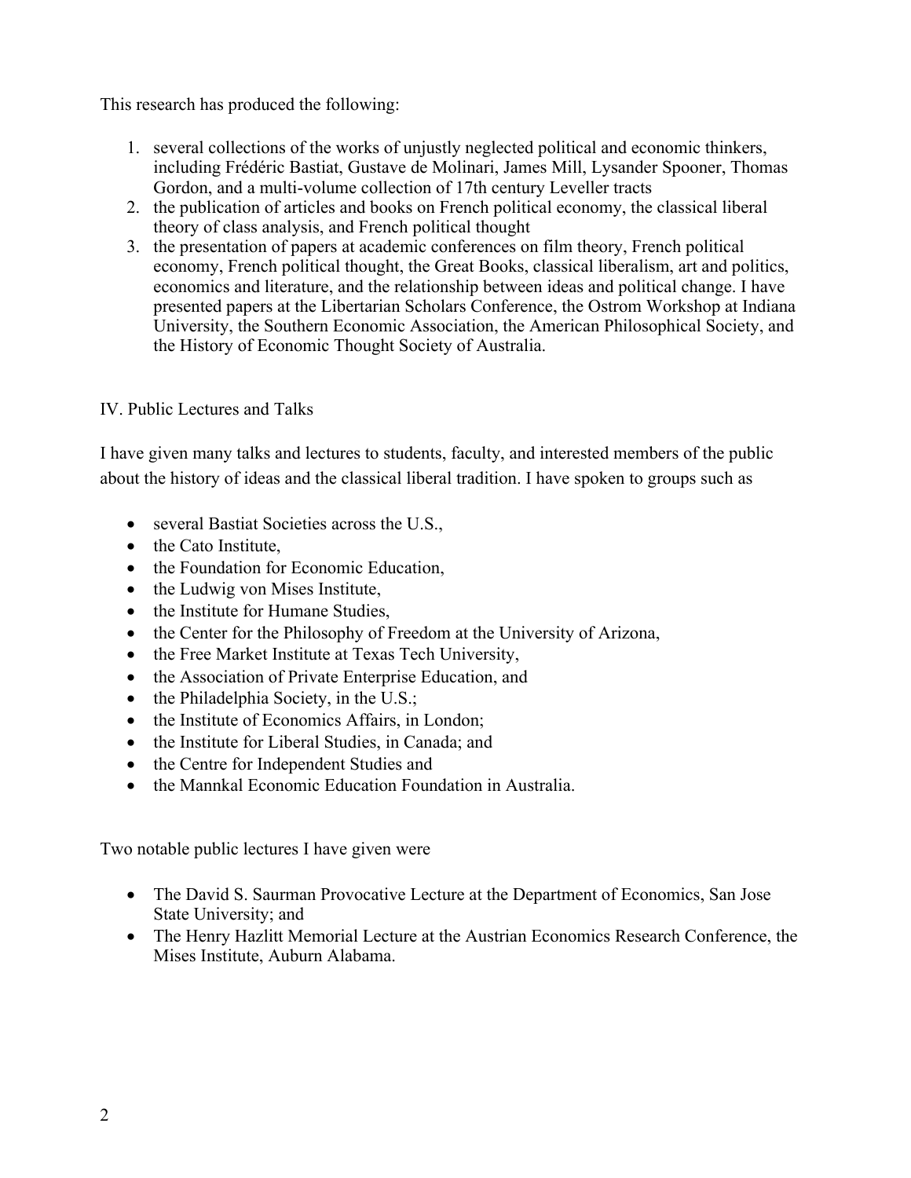This research has produced the following:

1. several collections of the works of unjustly neglected political and economic thinkers, including Frédéric Bastiat, Gustave de Molinari, James Mill, Lysander Spooner, Thomas Gordon, and a multi-volume collection of 17th century Leveller tracts
2. the publication of articles and books on French political economy, the classical liberal theory of class analysis, and French political thought
3. the presentation of papers at academic conferences on film theory, French political economy, French political thought, the Great Books, classical liberalism, art and politics, economics and literature, and the relationship between ideas and political change. I have presented papers at the Libertarian Scholars Conference, the Ostrom Workshop at Indiana University, the Southern Economic Association, the American Philosophical Society, and the History of Economic Thought Society of Australia.

## IV. Public Lectures and Talks

I have given many talks and lectures to students, faculty, and interested members of the public about the history of ideas and the classical liberal tradition. I have spoken to groups such as

- several Bastiat Societies across the U.S.,
- the Cato Institute,
- the Foundation for Economic Education,
- the Ludwig von Mises Institute,
- the Institute for Humane Studies,
- the Center for the Philosophy of Freedom at the University of Arizona,
- the Free Market Institute at Texas Tech University,
- the Association of Private Enterprise Education, and
- the Philadelphia Society, in the U.S.;
- the Institute of Economics Affairs, in London;
- the Institute for Liberal Studies, in Canada; and
- the Centre for Independent Studies and
- the Mannkal Economic Education Foundation in Australia.

Two notable public lectures I have given were

- The David S. Saurman Provocative Lecture at the Department of Economics, San Jose State University; and
- The Henry Hazlitt Memorial Lecture at the Austrian Economics Research Conference, the Mises Institute, Auburn Alabama.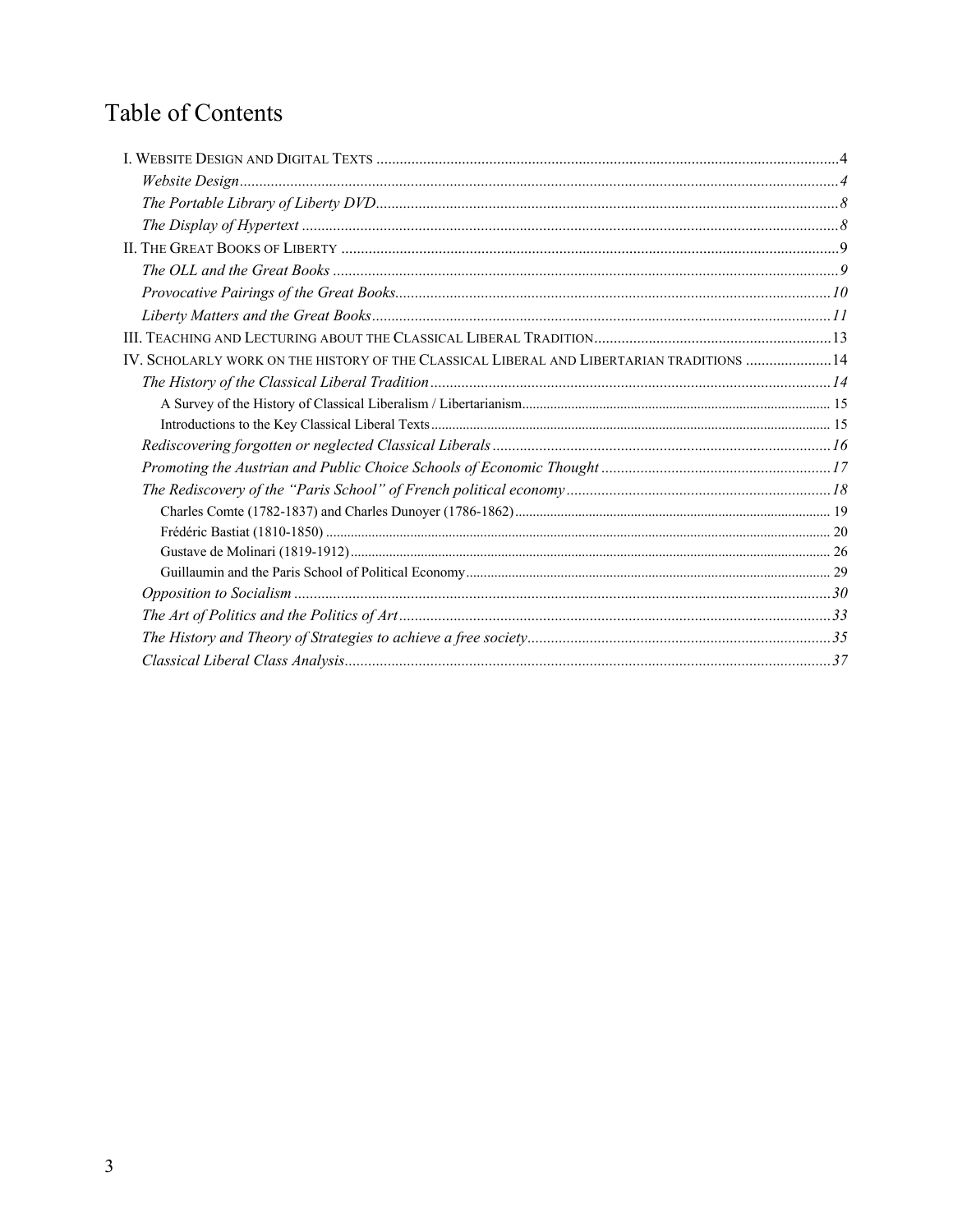# Table of Contents

I. WEBSITE DESIGN AND DIGITAL TEXTS ........................................ 4

- *Website Design* ........................................ *4*
- *The Portable Library of Liberty DVD* ........................................ *8*
- *The Display of Hypertext* ........................................ *8*

II. THE GREAT BOOKS OF LIBERTY ........................................ 9

- *The OLL and the Great Books* ........................................ *9*
- *Provocative Pairings of the Great Books* ........................................ *10*
- *Liberty Matters and the Great Books* ........................................ *11*

III. TEACHING AND LECTURING ABOUT THE CLASSICAL LIBERAL TRADITION ........................................ 13

IV. SCHOLARLY WORK ON THE HISTORY OF THE CLASSICAL LIBERAL AND LIBERTARIAN TRADITIONS ........................................ 14

- *The History of the Classical Liberal Tradition* ........................................ *14*
  - A Survey of the History of Classical Liberalism / Libertarianism ........................................ 15
  - Introductions to the Key Classical Liberal Texts ........................................ 15
- *Rediscovering forgotten or neglected Classical Liberals* ........................................ *16*
- *Promoting the Austrian and Public Choice Schools of Economic Thought* ........................................ *17*
- *The Rediscovery of the "Paris School" of French political economy* ........................................ *18*
  - Charles Comte (1782-1837) and Charles Dunoyer (1786-1862) ........................................ 19
  - Frédéric Bastiat (1810-1850) ........................................ 20
  - Gustave de Molinari (1819-1912) ........................................ 26
  - Guillaumin and the Paris School of Political Economy ........................................ 29
- *Opposition to Socialism* ........................................ *30*
- *The Art of Politics and the Politics of Art* ........................................ *33*
- *The History and Theory of Strategies to achieve a free society* ........................................ *35*
- *Classical Liberal Class Analysis* ........................................ *37*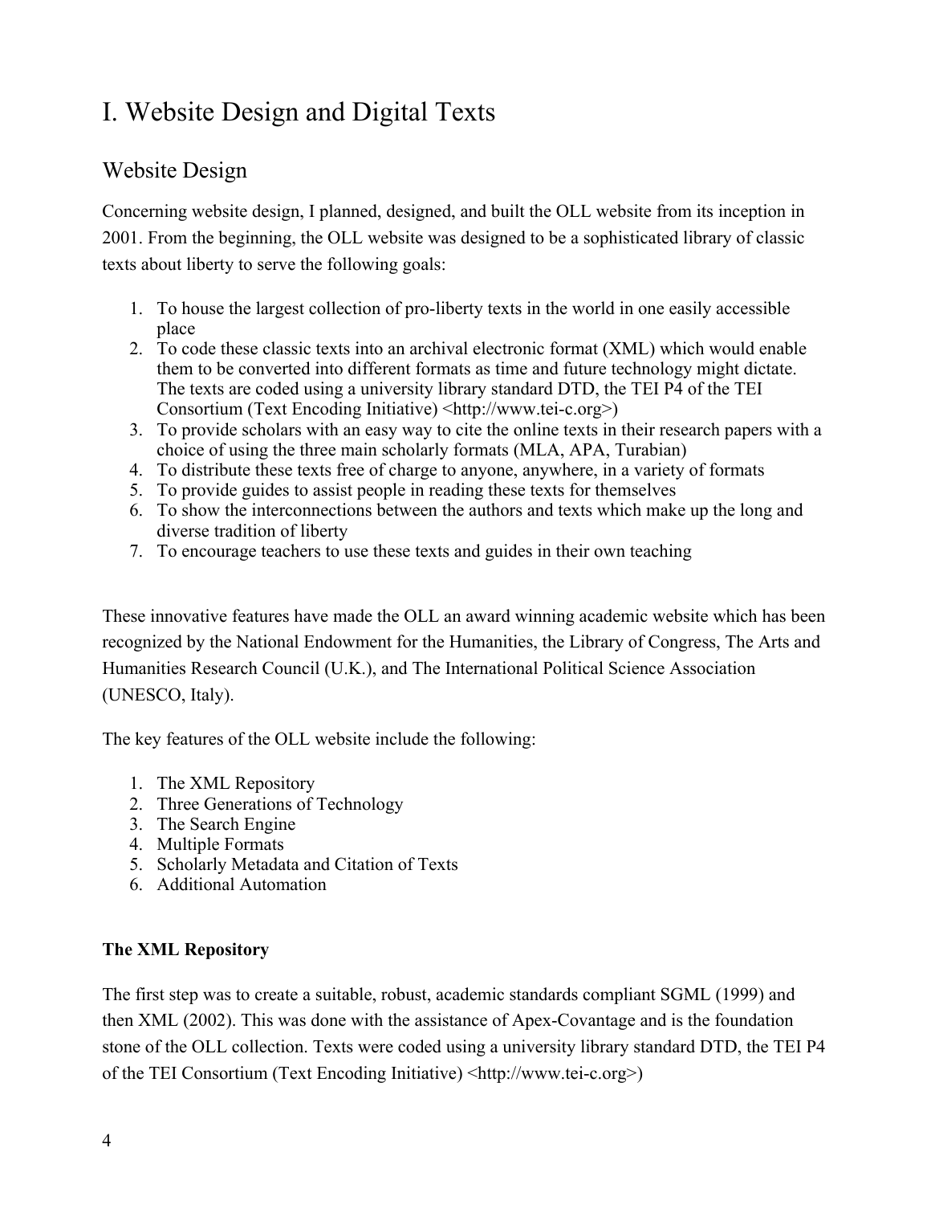# I. Website Design and Digital Texts

## Website Design

Concerning website design, I planned, designed, and built the OLL website from its inception in 2001. From the beginning, the OLL website was designed to be a sophisticated library of classic texts about liberty to serve the following goals:

1. To house the largest collection of pro-liberty texts in the world in one easily accessible place
2. To code these classic texts into an archival electronic format (XML) which would enable them to be converted into different formats as time and future technology might dictate. The texts are coded using a university library standard DTD, the TEI P4 of the TEI Consortium (Text Encoding Initiative) <http://www.tei-c.org>)
3. To provide scholars with an easy way to cite the online texts in their research papers with a choice of using the three main scholarly formats (MLA, APA, Turabian)
4. To distribute these texts free of charge to anyone, anywhere, in a variety of formats
5. To provide guides to assist people in reading these texts for themselves
6. To show the interconnections between the authors and texts which make up the long and diverse tradition of liberty
7. To encourage teachers to use these texts and guides in their own teaching

These innovative features have made the OLL an award winning academic website which has been recognized by the National Endowment for the Humanities, the Library of Congress, The Arts and Humanities Research Council (U.K.), and The International Political Science Association (UNESCO, Italy).

The key features of the OLL website include the following:

1. The XML Repository
2. Three Generations of Technology
3. The Search Engine
4. Multiple Formats
5. Scholarly Metadata and Citation of Texts
6. Additional Automation

**The XML Repository**

The first step was to create a suitable, robust, academic standards compliant SGML (1999) and then XML (2002). This was done with the assistance of Apex-Covantage and is the foundation stone of the OLL collection. Texts were coded using a university library standard DTD, the TEI P4 of the TEI Consortium (Text Encoding Initiative) <http://www.tei-c.org>)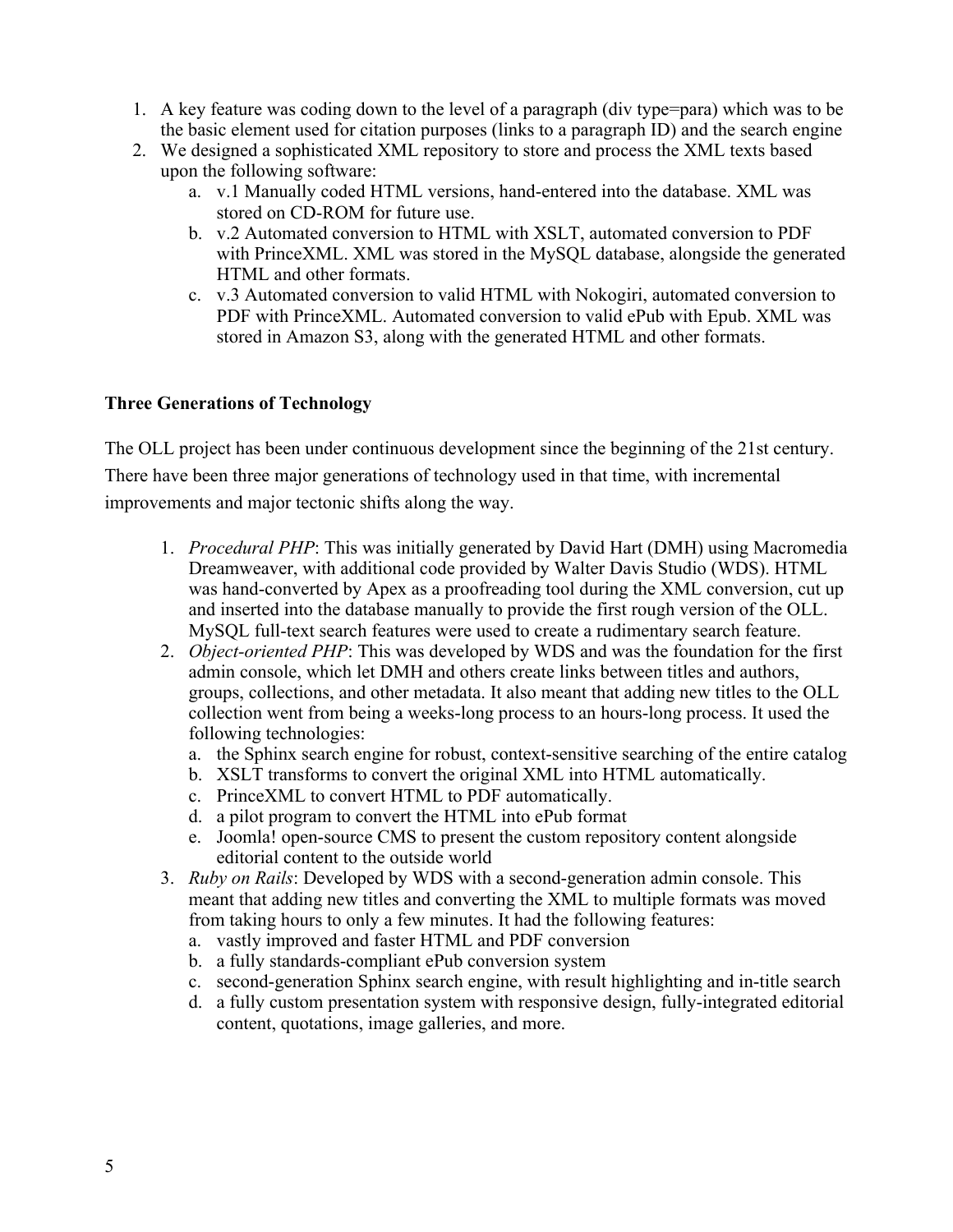1. A key feature was coding down to the level of a paragraph (div type=para) which was to be the basic element used for citation purposes (links to a paragraph ID) and the search engine
2. We designed a sophisticated XML repository to store and process the XML texts based upon the following software:
    a. v.1 Manually coded HTML versions, hand-entered into the database. XML was stored on CD-ROM for future use.
    b. v.2 Automated conversion to HTML with XSLT, automated conversion to PDF with PrinceXML. XML was stored in the MySQL database, alongside the generated HTML and other formats.
    c. v.3 Automated conversion to valid HTML with Nokogiri, automated conversion to PDF with PrinceXML. Automated conversion to valid ePub with Epub. XML was stored in Amazon S3, along with the generated HTML and other formats.

**Three Generations of Technology**

The OLL project has been under continuous development since the beginning of the 21st century. There have been three major generations of technology used in that time, with incremental improvements and major tectonic shifts along the way.

1. *Procedural PHP*: This was initially generated by David Hart (DMH) using Macromedia Dreamweaver, with additional code provided by Walter Davis Studio (WDS). HTML was hand-converted by Apex as a proofreading tool during the XML conversion, cut up and inserted into the database manually to provide the first rough version of the OLL. MySQL full-text search features were used to create a rudimentary search feature.
2. *Object-oriented PHP*: This was developed by WDS and was the foundation for the first admin console, which let DMH and others create links between titles and authors, groups, collections, and other metadata. It also meant that adding new titles to the OLL collection went from being a weeks-long process to an hours-long process. It used the following technologies:
    a. the Sphinx search engine for robust, context-sensitive searching of the entire catalog
    b. XSLT transforms to convert the original XML into HTML automatically.
    c. PrinceXML to convert HTML to PDF automatically.
    d. a pilot program to convert the HTML into ePub format
    e. Joomla! open-source CMS to present the custom repository content alongside editorial content to the outside world
3. *Ruby on Rails*: Developed by WDS with a second-generation admin console. This meant that adding new titles and converting the XML to multiple formats was moved from taking hours to only a few minutes. It had the following features:
    a. vastly improved and faster HTML and PDF conversion
    b. a fully standards-compliant ePub conversion system
    c. second-generation Sphinx search engine, with result highlighting and in-title search
    d. a fully custom presentation system with responsive design, fully-integrated editorial content, quotations, image galleries, and more.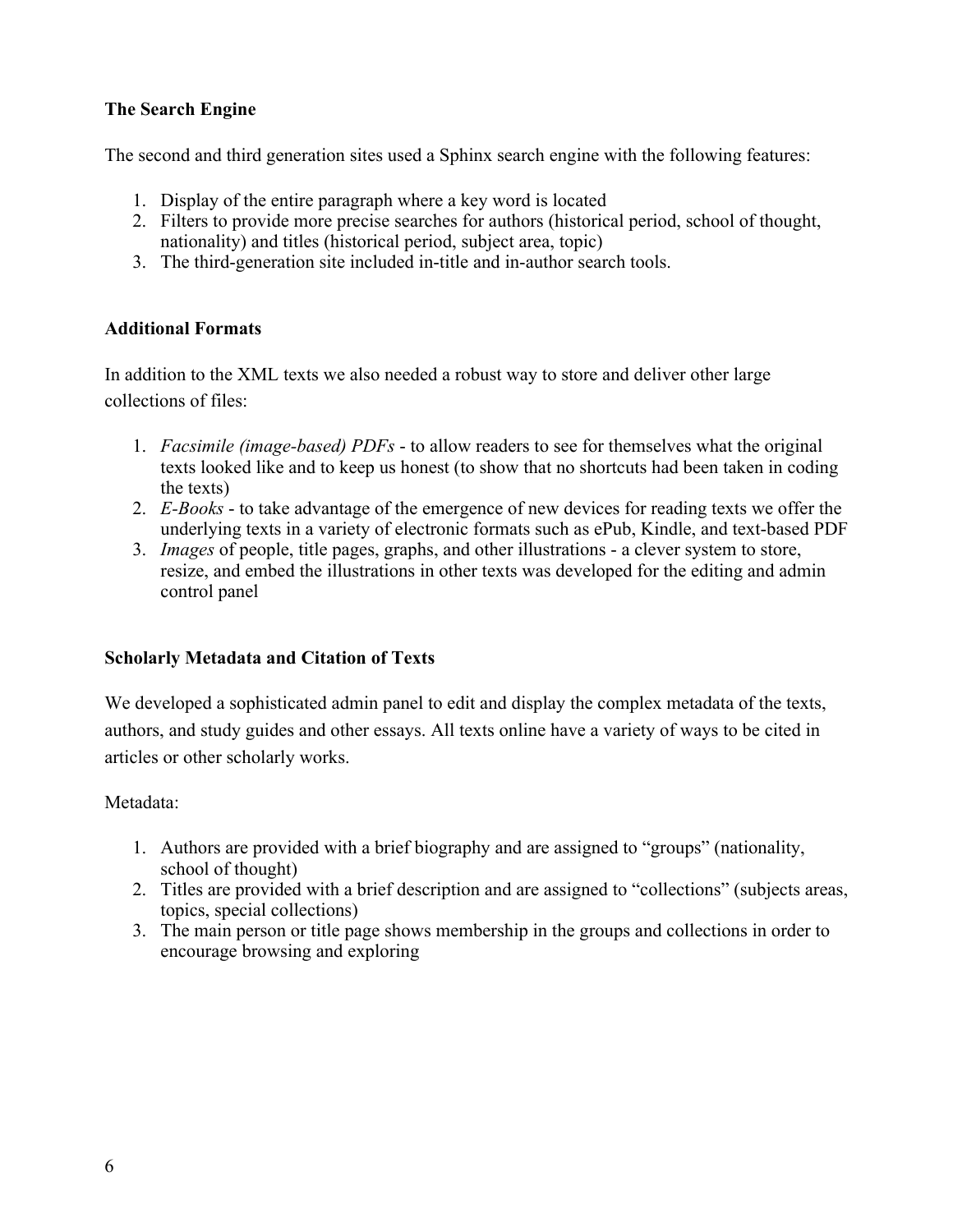### The Search Engine

The second and third generation sites used a Sphinx search engine with the following features:

1. Display of the entire paragraph where a key word is located
2. Filters to provide more precise searches for authors (historical period, school of thought, nationality) and titles (historical period, subject area, topic)
3. The third-generation site included in-title and in-author search tools.

### Additional Formats

In addition to the XML texts we also needed a robust way to store and deliver other large collections of files:

1. *Facsimile (image-based) PDFs* - to allow readers to see for themselves what the original texts looked like and to keep us honest (to show that no shortcuts had been taken in coding the texts)
2. *E-Books* - to take advantage of the emergence of new devices for reading texts we offer the underlying texts in a variety of electronic formats such as ePub, Kindle, and text-based PDF
3. *Images* of people, title pages, graphs, and other illustrations - a clever system to store, resize, and embed the illustrations in other texts was developed for the editing and admin control panel

### Scholarly Metadata and Citation of Texts

We developed a sophisticated admin panel to edit and display the complex metadata of the texts, authors, and study guides and other essays. All texts online have a variety of ways to be cited in articles or other scholarly works.

Metadata:

1. Authors are provided with a brief biography and are assigned to "groups" (nationality, school of thought)
2. Titles are provided with a brief description and are assigned to "collections" (subjects areas, topics, special collections)
3. The main person or title page shows membership in the groups and collections in order to encourage browsing and exploring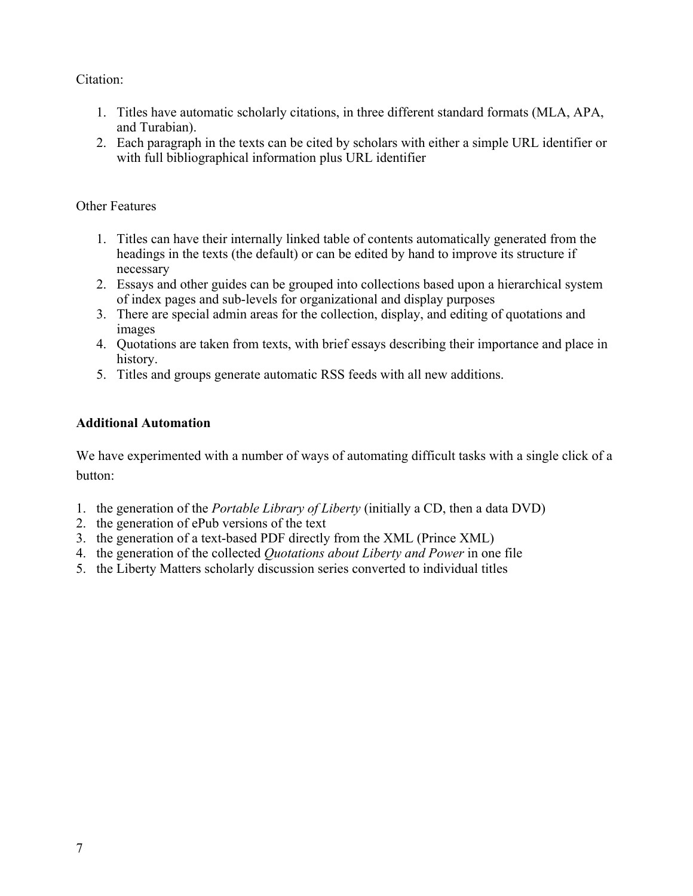Citation:

1. Titles have automatic scholarly citations, in three different standard formats (MLA, APA, and Turabian).
2. Each paragraph in the texts can be cited by scholars with either a simple URL identifier or with full bibliographical information plus URL identifier

Other Features

1. Titles can have their internally linked table of contents automatically generated from the headings in the texts (the default) or can be edited by hand to improve its structure if necessary
2. Essays and other guides can be grouped into collections based upon a hierarchical system of index pages and sub-levels for organizational and display purposes
3. There are special admin areas for the collection, display, and editing of quotations and images
4. Quotations are taken from texts, with brief essays describing their importance and place in history.
5. Titles and groups generate automatic RSS feeds with all new additions.

**Additional Automation**

We have experimented with a number of ways of automating difficult tasks with a single click of a button:

1. the generation of the *Portable Library of Liberty* (initially a CD, then a data DVD)
2. the generation of ePub versions of the text
3. the generation of a text-based PDF directly from the XML (Prince XML)
4. the generation of the collected *Quotations about Liberty and Power* in one file
5. the Liberty Matters scholarly discussion series converted to individual titles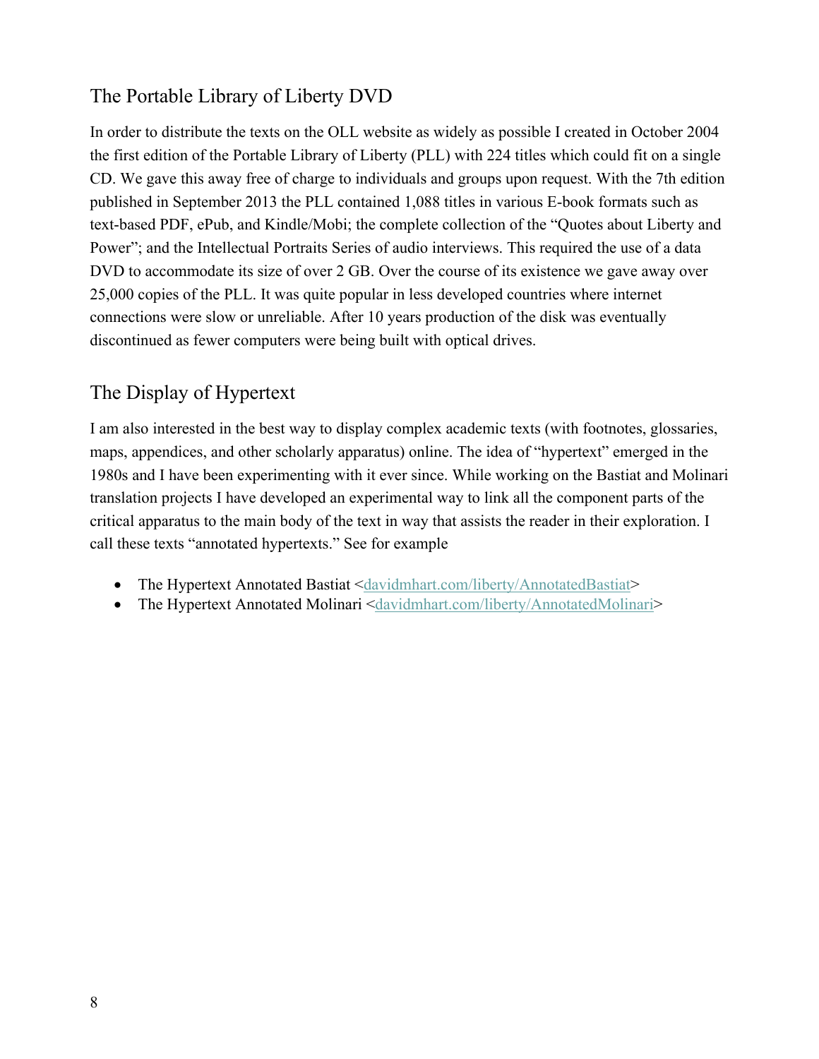## The Portable Library of Liberty DVD

In order to distribute the texts on the OLL website as widely as possible I created in October 2004 the first edition of the Portable Library of Liberty (PLL) with 224 titles which could fit on a single CD. We gave this away free of charge to individuals and groups upon request. With the 7th edition published in September 2013 the PLL contained 1,088 titles in various E-book formats such as text-based PDF, ePub, and Kindle/Mobi; the complete collection of the "Quotes about Liberty and Power"; and the Intellectual Portraits Series of audio interviews. This required the use of a data DVD to accommodate its size of over 2 GB. Over the course of its existence we gave away over 25,000 copies of the PLL. It was quite popular in less developed countries where internet connections were slow or unreliable. After 10 years production of the disk was eventually discontinued as fewer computers were being built with optical drives.

## The Display of Hypertext

I am also interested in the best way to display complex academic texts (with footnotes, glossaries, maps, appendices, and other scholarly apparatus) online. The idea of "hypertext" emerged in the 1980s and I have been experimenting with it ever since. While working on the Bastiat and Molinari translation projects I have developed an experimental way to link all the component parts of the critical apparatus to the main body of the text in way that assists the reader in their exploration. I call these texts "annotated hypertexts." See for example

- The Hypertext Annotated Bastiat <davidmhart.com/liberty/AnnotatedBastiat>
- The Hypertext Annotated Molinari <davidmhart.com/liberty/AnnotatedMolinari>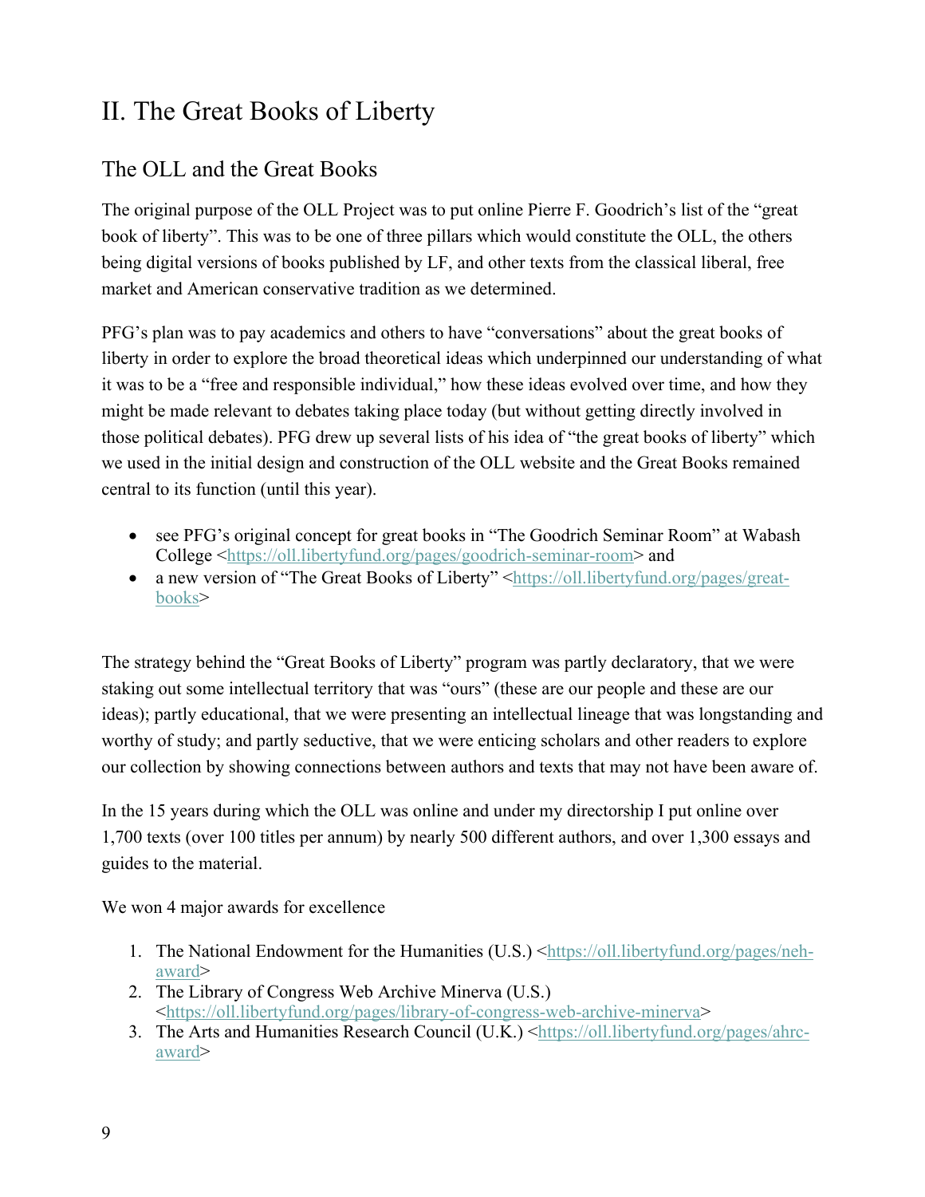# II. The Great Books of Liberty

## The OLL and the Great Books

The original purpose of the OLL Project was to put online Pierre F. Goodrich's list of the "great book of liberty". This was to be one of three pillars which would constitute the OLL, the others being digital versions of books published by LF, and other texts from the classical liberal, free market and American conservative tradition as we determined.

PFG's plan was to pay academics and others to have "conversations" about the great books of liberty in order to explore the broad theoretical ideas which underpinned our understanding of what it was to be a "free and responsible individual," how these ideas evolved over time, and how they might be made relevant to debates taking place today (but without getting directly involved in those political debates). PFG drew up several lists of his idea of "the great books of liberty" which we used in the initial design and construction of the OLL website and the Great Books remained central to its function (until this year).

- see PFG's original concept for great books in "The Goodrich Seminar Room" at Wabash College <https://oll.libertyfund.org/pages/goodrich-seminar-room> and
- a new version of "The Great Books of Liberty" <https://oll.libertyfund.org/pages/great-books>

The strategy behind the "Great Books of Liberty" program was partly declaratory, that we were staking out some intellectual territory that was "ours" (these are our people and these are our ideas); partly educational, that we were presenting an intellectual lineage that was longstanding and worthy of study; and partly seductive, that we were enticing scholars and other readers to explore our collection by showing connections between authors and texts that may not have been aware of.

In the 15 years during which the OLL was online and under my directorship I put online over 1,700 texts (over 100 titles per annum) by nearly 500 different authors, and over 1,300 essays and guides to the material.

We won 4 major awards for excellence

1. The National Endowment for the Humanities (U.S.) <https://oll.libertyfund.org/pages/neh-award>
2. The Library of Congress Web Archive Minerva (U.S.) <https://oll.libertyfund.org/pages/library-of-congress-web-archive-minerva>
3. The Arts and Humanities Research Council (U.K.) <https://oll.libertyfund.org/pages/ahrc-award>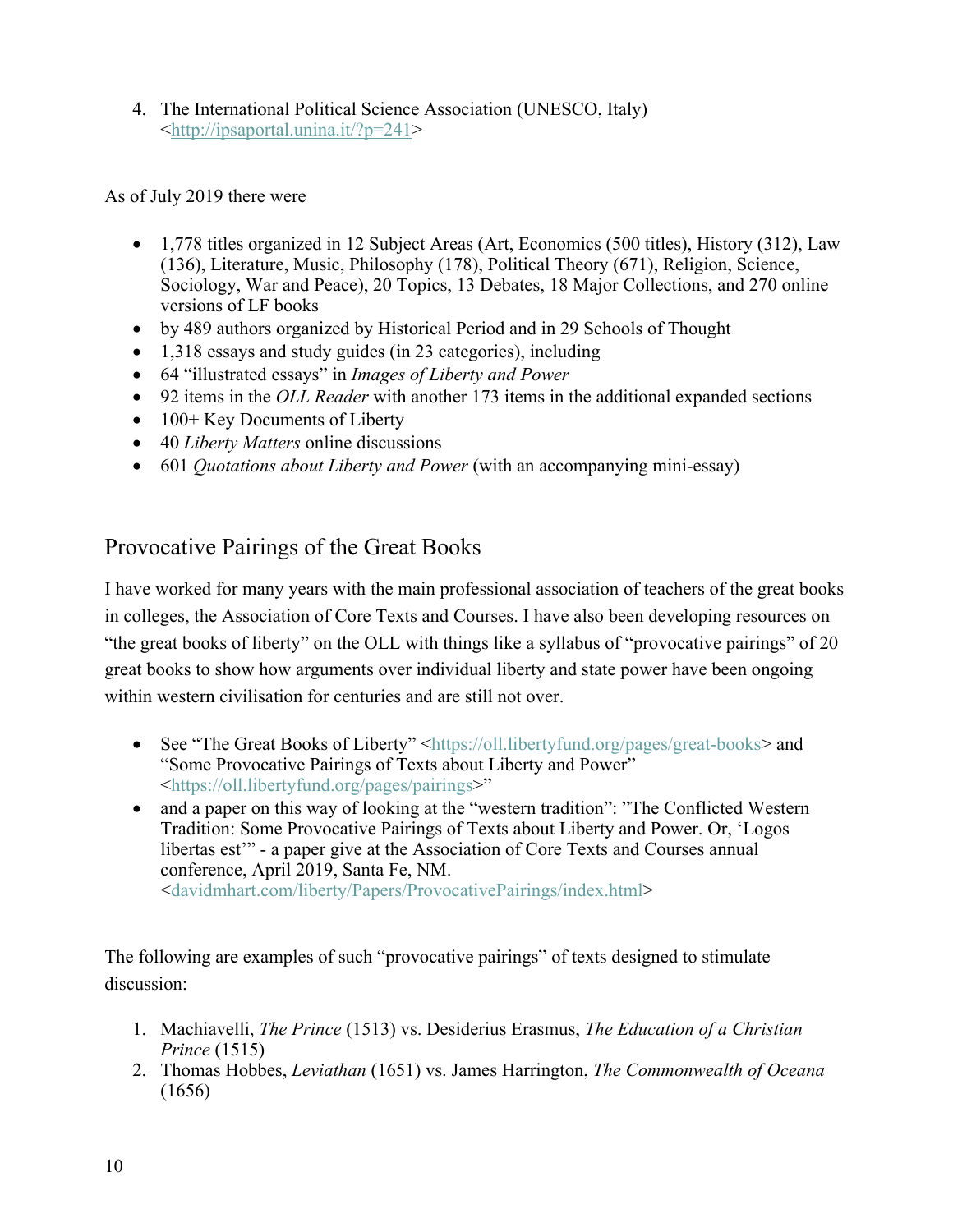4. The International Political Science Association (UNESCO, Italy) <http://ipsaportal.unina.it/?p=241>

As of July 2019 there were

- 1,778 titles organized in 12 Subject Areas (Art, Economics (500 titles), History (312), Law (136), Literature, Music, Philosophy (178), Political Theory (671), Religion, Science, Sociology, War and Peace), 20 Topics, 13 Debates, 18 Major Collections, and 270 online versions of LF books
- by 489 authors organized by Historical Period and in 29 Schools of Thought
- 1,318 essays and study guides (in 23 categories), including
- 64 "illustrated essays" in *Images of Liberty and Power*
- 92 items in the *OLL Reader* with another 173 items in the additional expanded sections
- 100+ Key Documents of Liberty
- 40 *Liberty Matters* online discussions
- 601 *Quotations about Liberty and Power* (with an accompanying mini-essay)

## Provocative Pairings of the Great Books

I have worked for many years with the main professional association of teachers of the great books in colleges, the Association of Core Texts and Courses. I have also been developing resources on "the great books of liberty" on the OLL with things like a syllabus of "provocative pairings" of 20 great books to show how arguments over individual liberty and state power have been ongoing within western civilisation for centuries and are still not over.

- See "The Great Books of Liberty" <https://oll.libertyfund.org/pages/great-books> and "Some Provocative Pairings of Texts about Liberty and Power" <https://oll.libertyfund.org/pages/pairings>"
- and a paper on this way of looking at the "western tradition": "The Conflicted Western Tradition: Some Provocative Pairings of Texts about Liberty and Power. Or, 'Logos libertas est'" - a paper give at the Association of Core Texts and Courses annual conference, April 2019, Santa Fe, NM. <davidmhart.com/liberty/Papers/ProvocativePairings/index.html>

The following are examples of such "provocative pairings" of texts designed to stimulate discussion:

1. Machiavelli, *The Prince* (1513) vs. Desiderius Erasmus, *The Education of a Christian Prince* (1515)
2. Thomas Hobbes, *Leviathan* (1651) vs. James Harrington, *The Commonwealth of Oceana* (1656)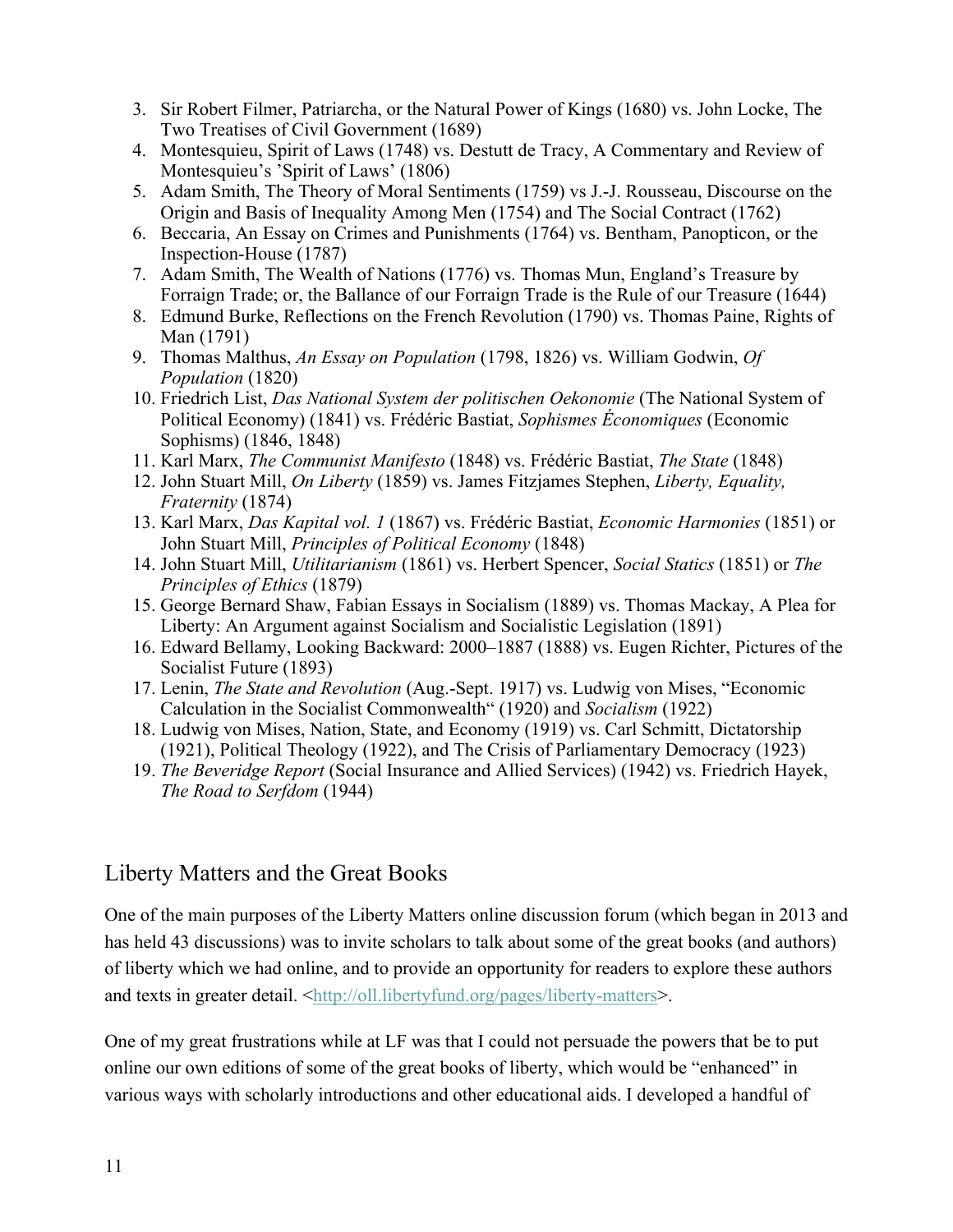3. Sir Robert Filmer, Patriarcha, or the Natural Power of Kings (1680) vs. John Locke, The Two Treatises of Civil Government (1689)
4. Montesquieu, Spirit of Laws (1748) vs. Destutt de Tracy, A Commentary and Review of Montesquieu's 'Spirit of Laws' (1806)
5. Adam Smith, The Theory of Moral Sentiments (1759) vs J.-J. Rousseau, Discourse on the Origin and Basis of Inequality Among Men (1754) and The Social Contract (1762)
6. Beccaria, An Essay on Crimes and Punishments (1764) vs. Bentham, Panopticon, or the Inspection-House (1787)
7. Adam Smith, The Wealth of Nations (1776) vs. Thomas Mun, England's Treasure by Forraign Trade; or, the Ballance of our Forraign Trade is the Rule of our Treasure (1644)
8. Edmund Burke, Reflections on the French Revolution (1790) vs. Thomas Paine, Rights of Man (1791)
9. Thomas Malthus, *An Essay on Population* (1798, 1826) vs. William Godwin, *Of Population* (1820)
10. Friedrich List, *Das National System der politischen Oekonomie* (The National System of Political Economy) (1841) vs. Frédéric Bastiat, *Sophismes Économiques* (Economic Sophisms) (1846, 1848)
11. Karl Marx, *The Communist Manifesto* (1848) vs. Frédéric Bastiat, *The State* (1848)
12. John Stuart Mill, *On Liberty* (1859) vs. James Fitzjames Stephen, *Liberty, Equality, Fraternity* (1874)
13. Karl Marx, *Das Kapital vol. 1* (1867) vs. Frédéric Bastiat, *Economic Harmonies* (1851) or John Stuart Mill, *Principles of Political Economy* (1848)
14. John Stuart Mill, *Utilitarianism* (1861) vs. Herbert Spencer, *Social Statics* (1851) or *The Principles of Ethics* (1879)
15. George Bernard Shaw, Fabian Essays in Socialism (1889) vs. Thomas Mackay, A Plea for Liberty: An Argument against Socialism and Socialistic Legislation (1891)
16. Edward Bellamy, Looking Backward: 2000–1887 (1888) vs. Eugen Richter, Pictures of the Socialist Future (1893)
17. Lenin, *The State and Revolution* (Aug.-Sept. 1917) vs. Ludwig von Mises, "Economic Calculation in the Socialist Commonwealth" (1920) and *Socialism* (1922)
18. Ludwig von Mises, Nation, State, and Economy (1919) vs. Carl Schmitt, Dictatorship (1921), Political Theology (1922), and The Crisis of Parliamentary Democracy (1923)
19. *The Beveridge Report* (Social Insurance and Allied Services) (1942) vs. Friedrich Hayek, *The Road to Serfdom* (1944)

## Liberty Matters and the Great Books

One of the main purposes of the Liberty Matters online discussion forum (which began in 2013 and has held 43 discussions) was to invite scholars to talk about some of the great books (and authors) of liberty which we had online, and to provide an opportunity for readers to explore these authors and texts in greater detail. <http://oll.libertyfund.org/pages/liberty-matters>.

One of my great frustrations while at LF was that I could not persuade the powers that be to put online our own editions of some of the great books of liberty, which would be "enhanced" in various ways with scholarly introductions and other educational aids. I developed a handful of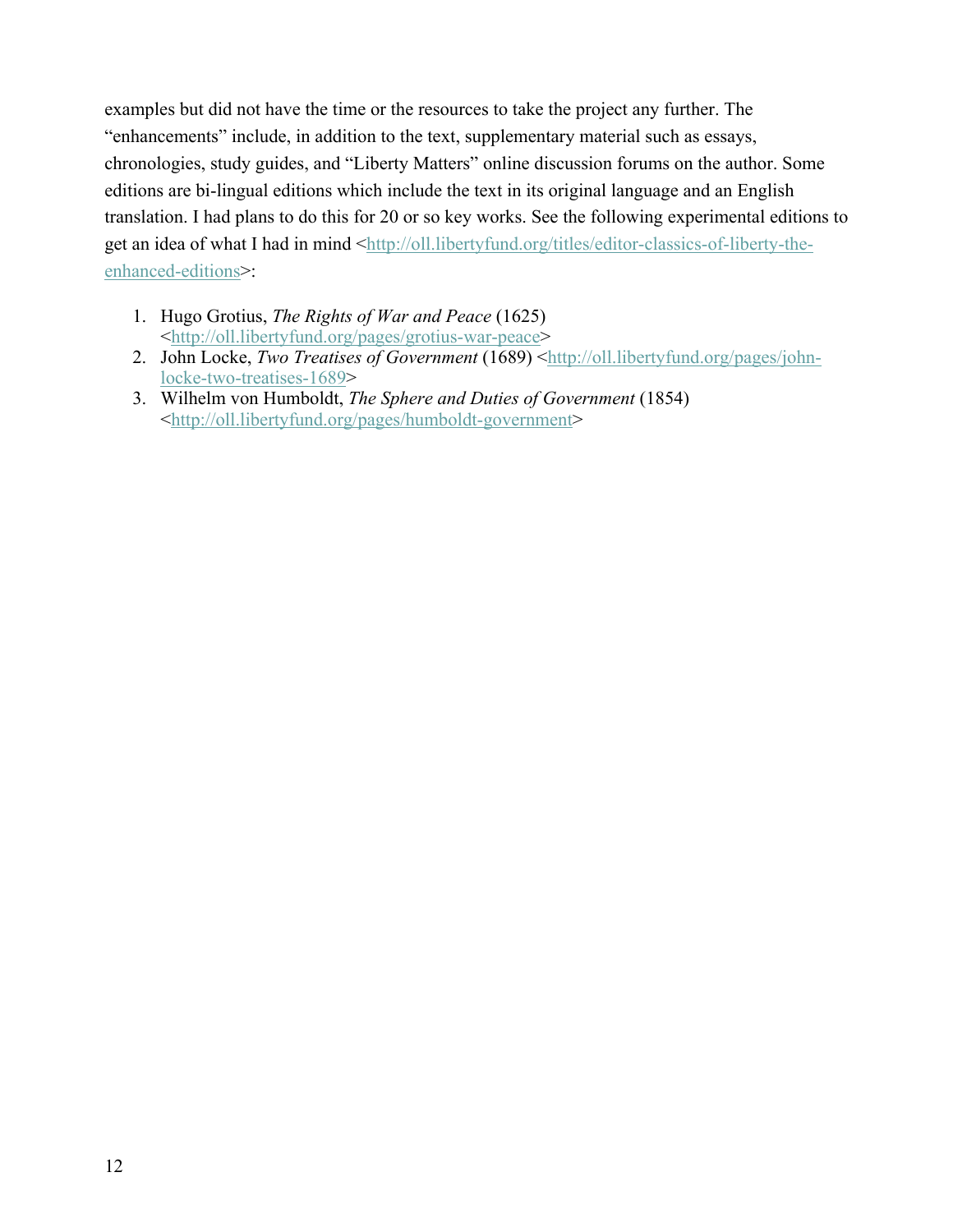examples but did not have the time or the resources to take the project any further. The "enhancements" include, in addition to the text, supplementary material such as essays, chronologies, study guides, and "Liberty Matters" online discussion forums on the author. Some editions are bi-lingual editions which include the text in its original language and an English translation. I had plans to do this for 20 or so key works. See the following experimental editions to get an idea of what I had in mind <http://oll.libertyfund.org/titles/editor-classics-of-liberty-the-enhanced-editions>:

1. Hugo Grotius, *The Rights of War and Peace* (1625) <http://oll.libertyfund.org/pages/grotius-war-peace>
2. John Locke, *Two Treatises of Government* (1689) <http://oll.libertyfund.org/pages/john-locke-two-treatises-1689>
3. Wilhelm von Humboldt, *The Sphere and Duties of Government* (1854) <http://oll.libertyfund.org/pages/humboldt-government>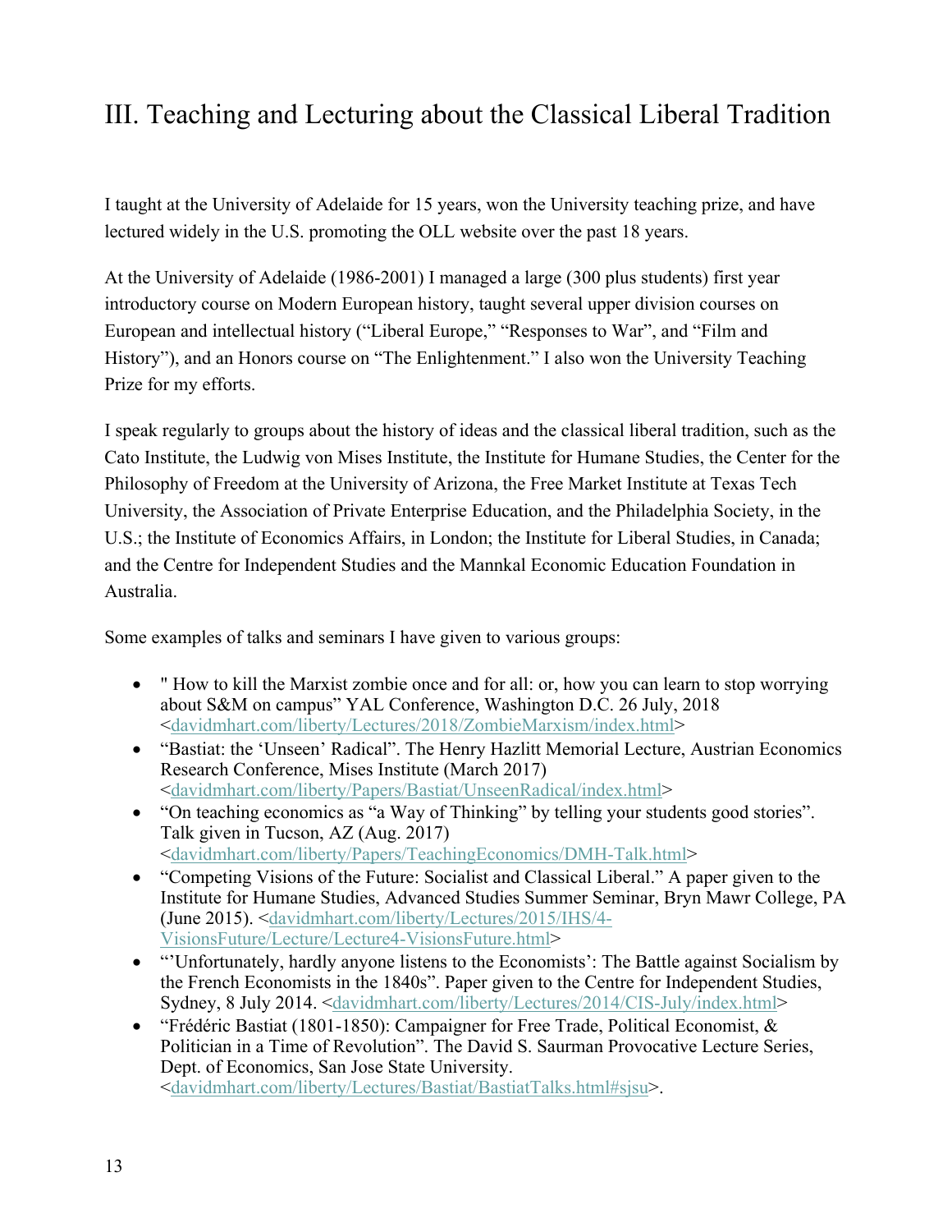# III. Teaching and Lecturing about the Classical Liberal Tradition

I taught at the University of Adelaide for 15 years, won the University teaching prize, and have lectured widely in the U.S. promoting the OLL website over the past 18 years.

At the University of Adelaide (1986-2001) I managed a large (300 plus students) first year introductory course on Modern European history, taught several upper division courses on European and intellectual history ("Liberal Europe," "Responses to War", and "Film and History"), and an Honors course on "The Enlightenment." I also won the University Teaching Prize for my efforts.

I speak regularly to groups about the history of ideas and the classical liberal tradition, such as the Cato Institute, the Ludwig von Mises Institute, the Institute for Humane Studies, the Center for the Philosophy of Freedom at the University of Arizona, the Free Market Institute at Texas Tech University, the Association of Private Enterprise Education, and the Philadelphia Society, in the U.S.; the Institute of Economics Affairs, in London; the Institute for Liberal Studies, in Canada; and the Centre for Independent Studies and the Mannkal Economic Education Foundation in Australia.

Some examples of talks and seminars I have given to various groups:

- " How to kill the Marxist zombie once and for all: or, how you can learn to stop worrying about S&M on campus" YAL Conference, Washington D.C. 26 July, 2018 <davidmhart.com/liberty/Lectures/2018/ZombieMarxism/index.html>
- "Bastiat: the 'Unseen' Radical". The Henry Hazlitt Memorial Lecture, Austrian Economics Research Conference, Mises Institute (March 2017) <davidmhart.com/liberty/Papers/Bastiat/UnseenRadical/index.html>
- "On teaching economics as "a Way of Thinking" by telling your students good stories". Talk given in Tucson, AZ (Aug. 2017) <davidmhart.com/liberty/Papers/TeachingEconomics/DMH-Talk.html>
- "Competing Visions of the Future: Socialist and Classical Liberal." A paper given to the Institute for Humane Studies, Advanced Studies Summer Seminar, Bryn Mawr College, PA (June 2015). <davidmhart.com/liberty/Lectures/2015/IHS/4-VisionsFuture/Lecture/Lecture4-VisionsFuture.html>
- "'Unfortunately, hardly anyone listens to the Economists': The Battle against Socialism by the French Economists in the 1840s". Paper given to the Centre for Independent Studies, Sydney, 8 July 2014. <davidmhart.com/liberty/Lectures/2014/CIS-July/index.html>
- "Frédéric Bastiat (1801-1850): Campaigner for Free Trade, Political Economist, & Politician in a Time of Revolution". The David S. Saurman Provocative Lecture Series, Dept. of Economics, San Jose State University. <davidmhart.com/liberty/Lectures/Bastiat/BastiatTalks.html#sjsu>.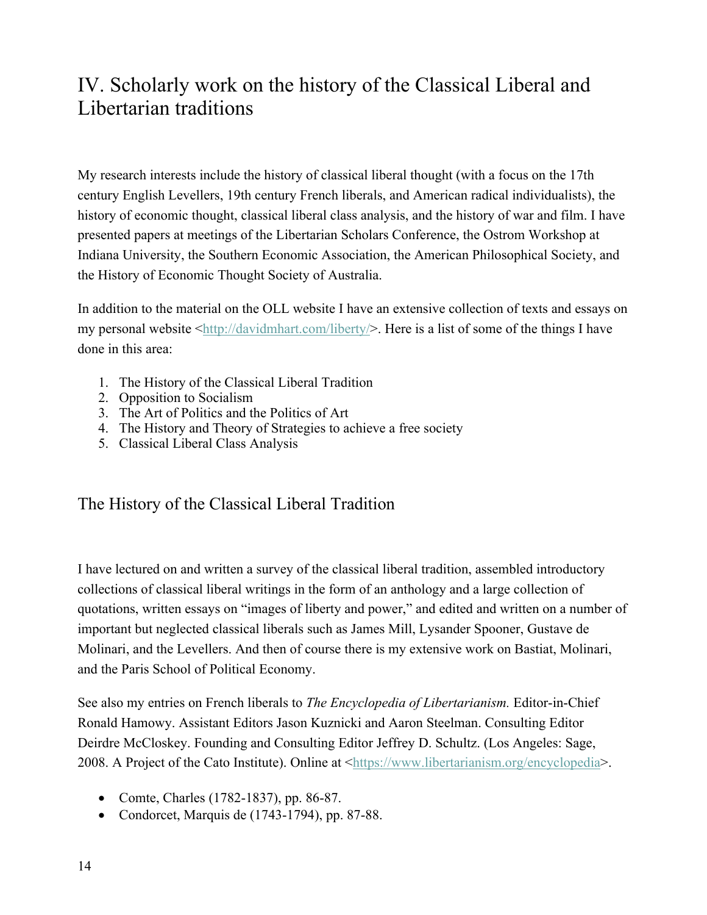# IV. Scholarly work on the history of the Classical Liberal and Libertarian traditions

My research interests include the history of classical liberal thought (with a focus on the 17th century English Levellers, 19th century French liberals, and American radical individualists), the history of economic thought, classical liberal class analysis, and the history of war and film. I have presented papers at meetings of the Libertarian Scholars Conference, the Ostrom Workshop at Indiana University, the Southern Economic Association, the American Philosophical Society, and the History of Economic Thought Society of Australia.

In addition to the material on the OLL website I have an extensive collection of texts and essays on my personal website <http://davidmhart.com/liberty/>. Here is a list of some of the things I have done in this area:

1. The History of the Classical Liberal Tradition
2. Opposition to Socialism
3. The Art of Politics and the Politics of Art
4. The History and Theory of Strategies to achieve a free society
5. Classical Liberal Class Analysis

## The History of the Classical Liberal Tradition

I have lectured on and written a survey of the classical liberal tradition, assembled introductory collections of classical liberal writings in the form of an anthology and a large collection of quotations, written essays on "images of liberty and power," and edited and written on a number of important but neglected classical liberals such as James Mill, Lysander Spooner, Gustave de Molinari, and the Levellers. And then of course there is my extensive work on Bastiat, Molinari, and the Paris School of Political Economy.

See also my entries on French liberals to *The Encyclopedia of Libertarianism.* Editor-in-Chief Ronald Hamowy. Assistant Editors Jason Kuznicki and Aaron Steelman. Consulting Editor Deirdre McCloskey. Founding and Consulting Editor Jeffrey D. Schultz. (Los Angeles: Sage, 2008. A Project of the Cato Institute). Online at <https://www.libertarianism.org/encyclopedia>.

- Comte, Charles (1782-1837), pp. 86-87.
- Condorcet, Marquis de (1743-1794), pp. 87-88.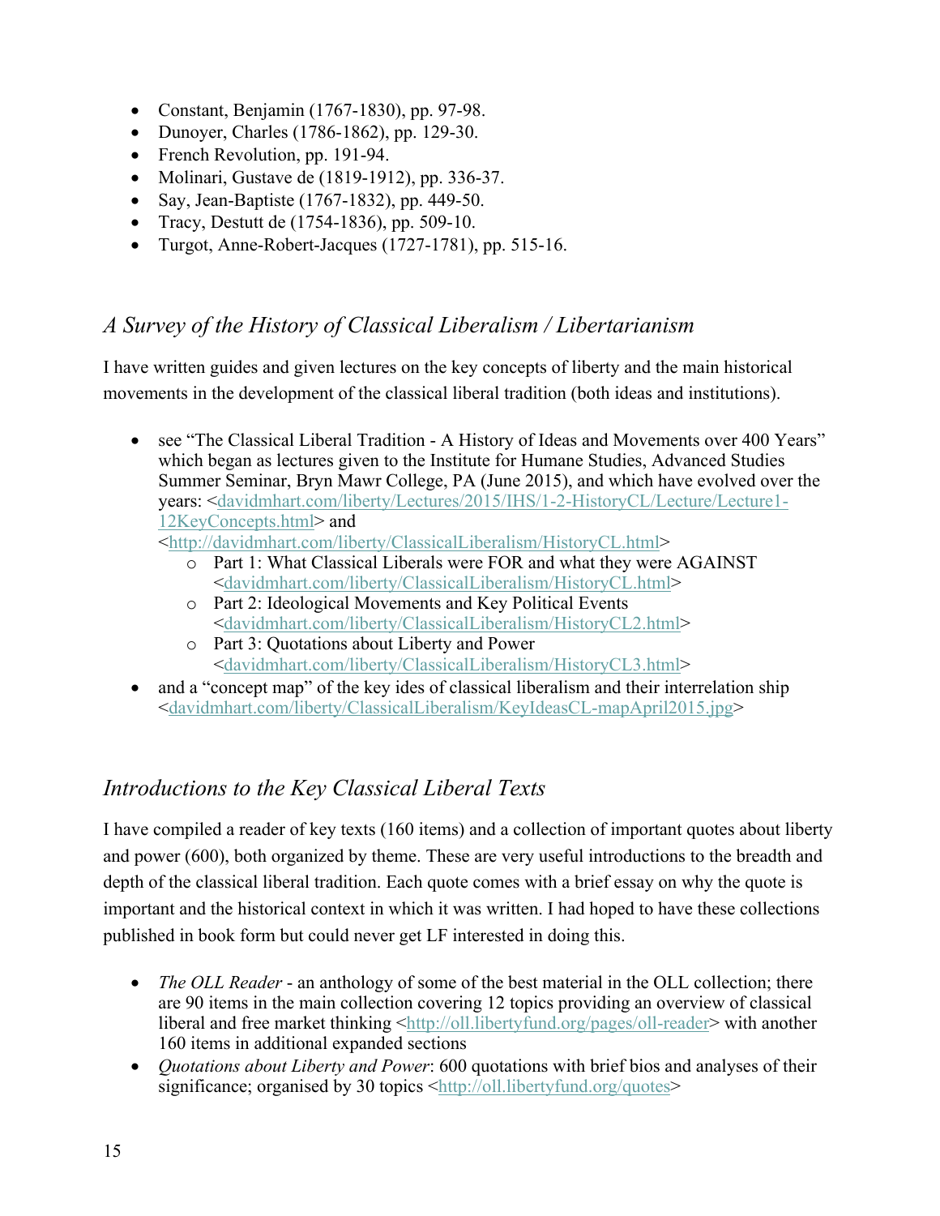- Constant, Benjamin (1767-1830), pp. 97-98.
- Dunoyer, Charles (1786-1862), pp. 129-30.
- French Revolution, pp. 191-94.
- Molinari, Gustave de (1819-1912), pp. 336-37.
- Say, Jean-Baptiste (1767-1832), pp. 449-50.
- Tracy, Destutt de (1754-1836), pp. 509-10.
- Turgot, Anne-Robert-Jacques (1727-1781), pp. 515-16.

## *A Survey of the History of Classical Liberalism / Libertarianism*

I have written guides and given lectures on the key concepts of liberty and the main historical movements in the development of the classical liberal tradition (both ideas and institutions).

- see "The Classical Liberal Tradition - A History of Ideas and Movements over 400 Years" which began as lectures given to the Institute for Humane Studies, Advanced Studies Summer Seminar, Bryn Mawr College, PA (June 2015), and which have evolved over the years: <davidmhart.com/liberty/Lectures/2015/IHS/1-2-HistoryCL/Lecture/Lecture1-12KeyConcepts.html> and <http://davidmhart.com/liberty/ClassicalLiberalism/HistoryCL.html>
  - Part 1: What Classical Liberals were FOR and what they were AGAINST <davidmhart.com/liberty/ClassicalLiberalism/HistoryCL.html>
  - Part 2: Ideological Movements and Key Political Events <davidmhart.com/liberty/ClassicalLiberalism/HistoryCL2.html>
  - Part 3: Quotations about Liberty and Power <davidmhart.com/liberty/ClassicalLiberalism/HistoryCL3.html>
- and a "concept map" of the key ides of classical liberalism and their interrelation ship <davidmhart.com/liberty/ClassicalLiberalism/KeyIdeasCL-mapApril2015.jpg>

## *Introductions to the Key Classical Liberal Texts*

I have compiled a reader of key texts (160 items) and a collection of important quotes about liberty and power (600), both organized by theme. These are very useful introductions to the breadth and depth of the classical liberal tradition. Each quote comes with a brief essay on why the quote is important and the historical context in which it was written. I had hoped to have these collections published in book form but could never get LF interested in doing this.

- *The OLL Reader* - an anthology of some of the best material in the OLL collection; there are 90 items in the main collection covering 12 topics providing an overview of classical liberal and free market thinking <http://oll.libertyfund.org/pages/oll-reader> with another 160 items in additional expanded sections
- *Quotations about Liberty and Power*: 600 quotations with brief bios and analyses of their significance; organised by 30 topics <http://oll.libertyfund.org/quotes>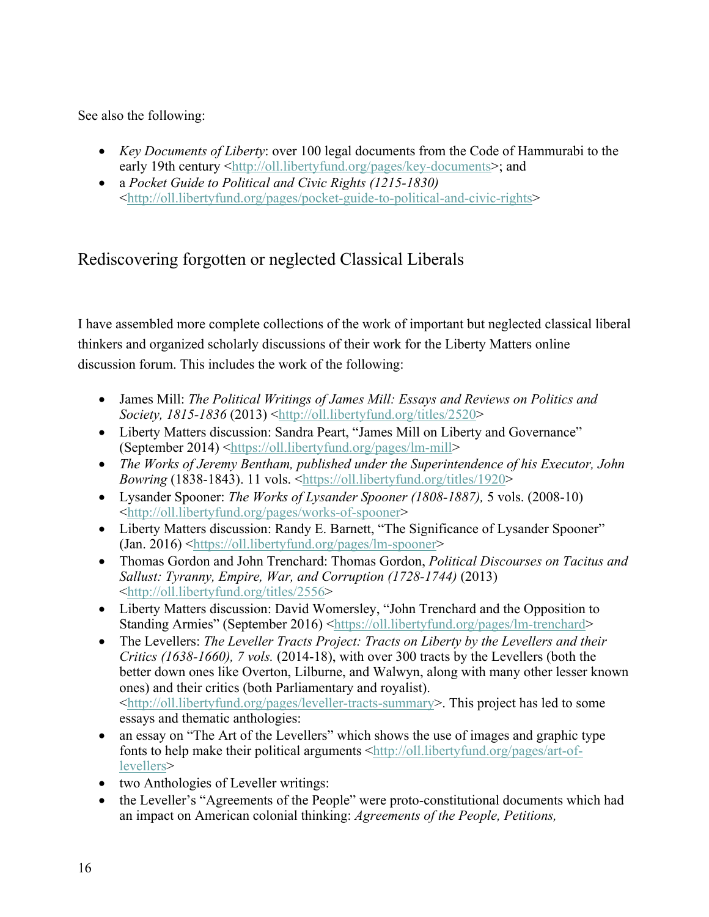See also the following:

- *Key Documents of Liberty*: over 100 legal documents from the Code of Hammurabi to the early 19th century <http://oll.libertyfund.org/pages/key-documents>; and
- a *Pocket Guide to Political and Civic Rights (1215-1830)* <http://oll.libertyfund.org/pages/pocket-guide-to-political-and-civic-rights>

## Rediscovering forgotten or neglected Classical Liberals

I have assembled more complete collections of the work of important but neglected classical liberal thinkers and organized scholarly discussions of their work for the Liberty Matters online discussion forum. This includes the work of the following:

- James Mill: *The Political Writings of James Mill: Essays and Reviews on Politics and Society, 1815-1836* (2013) <http://oll.libertyfund.org/titles/2520>
- Liberty Matters discussion: Sandra Peart, "James Mill on Liberty and Governance" (September 2014) <https://oll.libertyfund.org/pages/lm-mill>
- *The Works of Jeremy Bentham, published under the Superintendence of his Executor, John Bowring* (1838-1843). 11 vols. <https://oll.libertyfund.org/titles/1920>
- Lysander Spooner: *The Works of Lysander Spooner (1808-1887),* 5 vols. (2008-10) <http://oll.libertyfund.org/pages/works-of-spooner>
- Liberty Matters discussion: Randy E. Barnett, "The Significance of Lysander Spooner" (Jan. 2016) <https://oll.libertyfund.org/pages/lm-spooner>
- Thomas Gordon and John Trenchard: Thomas Gordon, *Political Discourses on Tacitus and Sallust: Tyranny, Empire, War, and Corruption (1728-1744)* (2013) <http://oll.libertyfund.org/titles/2556>
- Liberty Matters discussion: David Womersley, "John Trenchard and the Opposition to Standing Armies" (September 2016) <https://oll.libertyfund.org/pages/lm-trenchard>
- The Levellers: *The Leveller Tracts Project: Tracts on Liberty by the Levellers and their Critics (1638-1660), 7 vols.* (2014-18), with over 300 tracts by the Levellers (both the better down ones like Overton, Lilburne, and Walwyn, along with many other lesser known ones) and their critics (both Parliamentary and royalist). <http://oll.libertyfund.org/pages/leveller-tracts-summary>. This project has led to some essays and thematic anthologies:
- an essay on "The Art of the Levellers" which shows the use of images and graphic type fonts to help make their political arguments <http://oll.libertyfund.org/pages/art-of-levellers>
- two Anthologies of Leveller writings:
- the Leveller's "Agreements of the People" were proto-constitutional documents which had an impact on American colonial thinking: *Agreements of the People, Petitions,*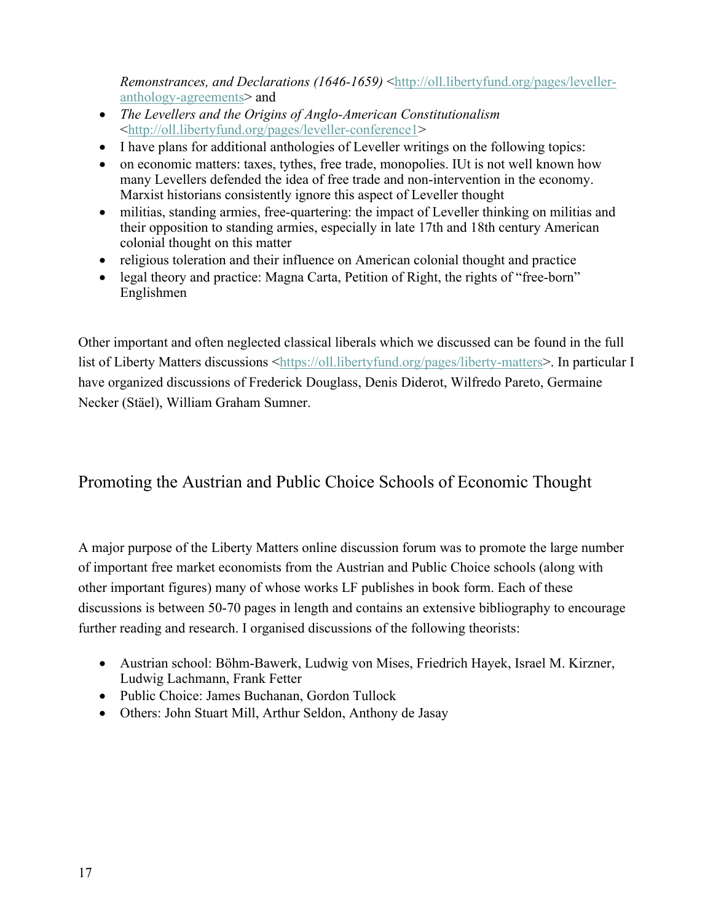*Remonstrances, and Declarations (1646-1659)* <http://oll.libertyfund.org/pages/leveller-anthology-agreements> and

- *The Levellers and the Origins of Anglo-American Constitutionalism* <http://oll.libertyfund.org/pages/leveller-conference1>
- I have plans for additional anthologies of Leveller writings on the following topics:
- on economic matters: taxes, tythes, free trade, monopolies. IUt is not well known how many Levellers defended the idea of free trade and non-intervention in the economy. Marxist historians consistently ignore this aspect of Leveller thought
- militias, standing armies, free-quartering: the impact of Leveller thinking on militias and their opposition to standing armies, especially in late 17th and 18th century American colonial thought on this matter
- religious toleration and their influence on American colonial thought and practice
- legal theory and practice: Magna Carta, Petition of Right, the rights of "free-born" Englishmen

Other important and often neglected classical liberals which we discussed can be found in the full list of Liberty Matters discussions <https://oll.libertyfund.org/pages/liberty-matters>. In particular I have organized discussions of Frederick Douglass, Denis Diderot, Wilfredo Pareto, Germaine Necker (Stäel), William Graham Sumner.

## Promoting the Austrian and Public Choice Schools of Economic Thought

A major purpose of the Liberty Matters online discussion forum was to promote the large number of important free market economists from the Austrian and Public Choice schools (along with other important figures) many of whose works LF publishes in book form. Each of these discussions is between 50-70 pages in length and contains an extensive bibliography to encourage further reading and research. I organised discussions of the following theorists:

- Austrian school: Böhm-Bawerk, Ludwig von Mises, Friedrich Hayek, Israel M. Kirzner, Ludwig Lachmann, Frank Fetter
- Public Choice: James Buchanan, Gordon Tullock
- Others: John Stuart Mill, Arthur Seldon, Anthony de Jasay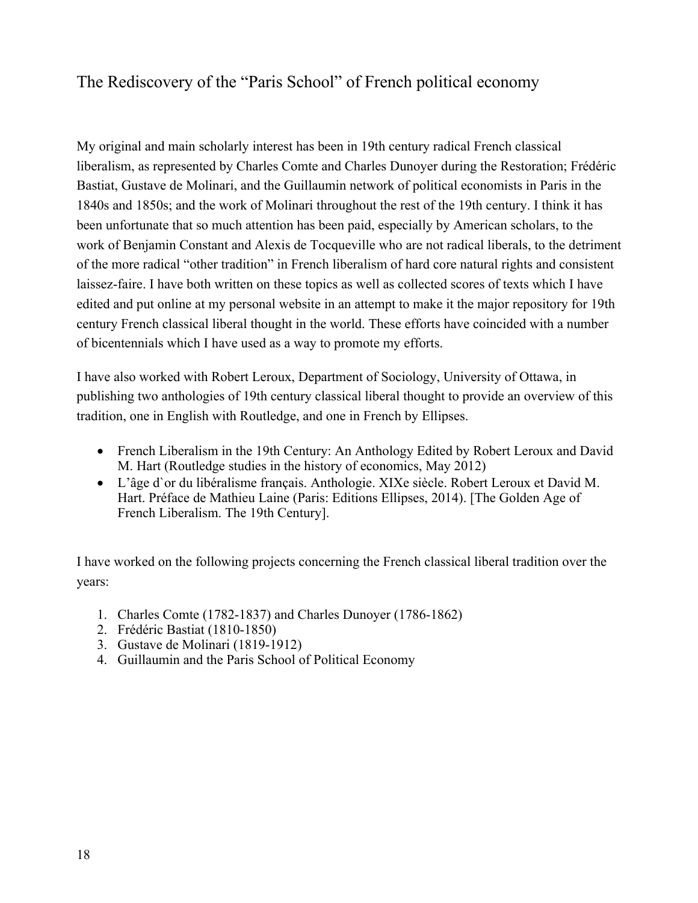## The Rediscovery of the "Paris School" of French political economy

My original and main scholarly interest has been in 19th century radical French classical liberalism, as represented by Charles Comte and Charles Dunoyer during the Restoration; Frédéric Bastiat, Gustave de Molinari, and the Guillaumin network of political economists in Paris in the 1840s and 1850s; and the work of Molinari throughout the rest of the 19th century. I think it has been unfortunate that so much attention has been paid, especially by American scholars, to the work of Benjamin Constant and Alexis de Tocqueville who are not radical liberals, to the detriment of the more radical "other tradition" in French liberalism of hard core natural rights and consistent laissez-faire. I have both written on these topics as well as collected scores of texts which I have edited and put online at my personal website in an attempt to make it the major repository for 19th century French classical liberal thought in the world. These efforts have coincided with a number of bicentennials which I have used as a way to promote my efforts.

I have also worked with Robert Leroux, Department of Sociology, University of Ottawa, in publishing two anthologies of 19th century classical liberal thought to provide an overview of this tradition, one in English with Routledge, and one in French by Ellipses.

- French Liberalism in the 19th Century: An Anthology Edited by Robert Leroux and David M. Hart (Routledge studies in the history of economics, May 2012)
- L'âge d`or du libéralisme français. Anthologie. XIXe siècle. Robert Leroux et David M. Hart. Préface de Mathieu Laine (Paris: Editions Ellipses, 2014). [The Golden Age of French Liberalism. The 19th Century].

I have worked on the following projects concerning the French classical liberal tradition over the years:

1. Charles Comte (1782-1837) and Charles Dunoyer (1786-1862)
2. Frédéric Bastiat (1810-1850)
3. Gustave de Molinari (1819-1912)
4. Guillaumin and the Paris School of Political Economy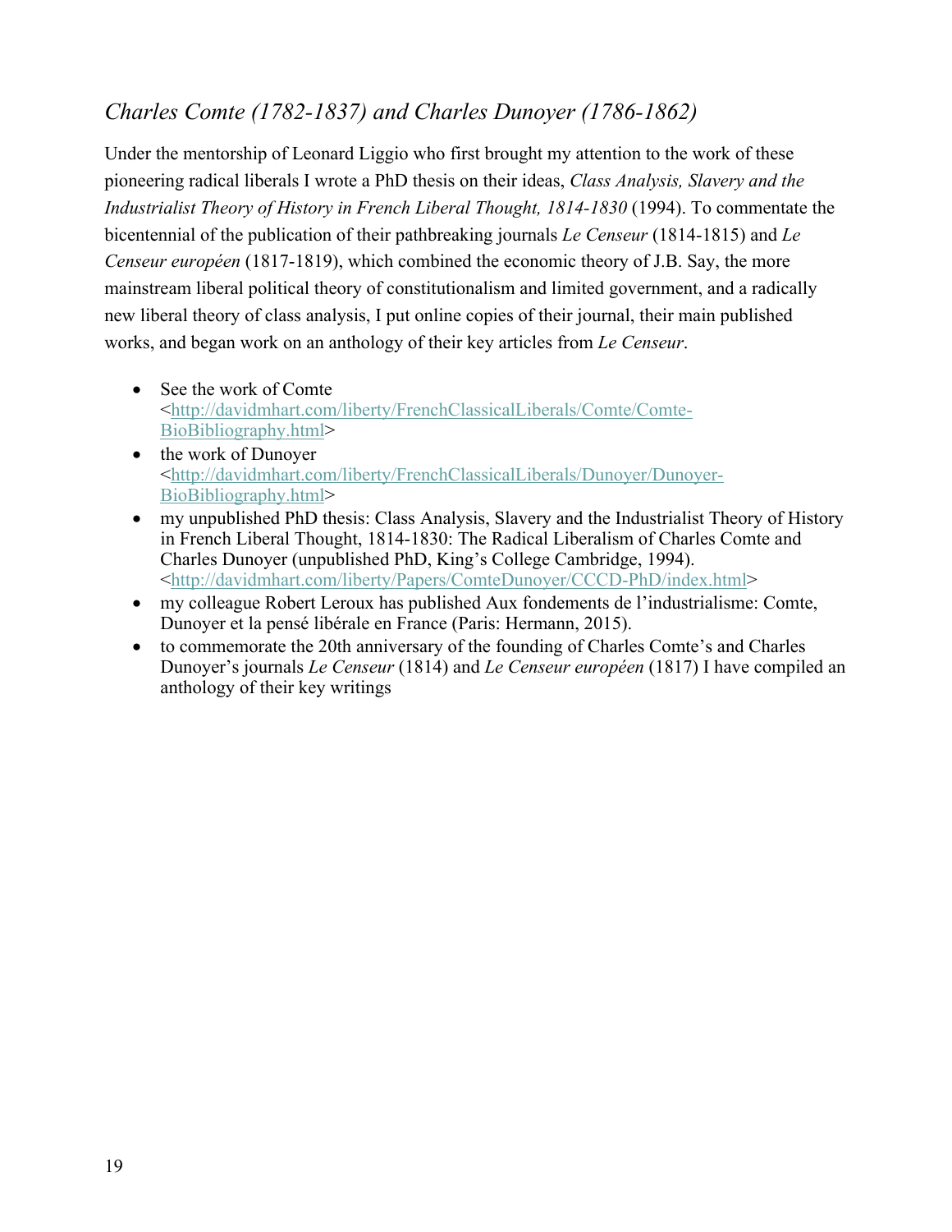## *Charles Comte (1782-1837) and Charles Dunoyer (1786-1862)*

Under the mentorship of Leonard Liggio who first brought my attention to the work of these pioneering radical liberals I wrote a PhD thesis on their ideas, *Class Analysis, Slavery and the Industrialist Theory of History in French Liberal Thought, 1814-1830* (1994). To commentate the bicentennial of the publication of their pathbreaking journals *Le Censeur* (1814-1815) and *Le Censeur européen* (1817-1819), which combined the economic theory of J.B. Say, the more mainstream liberal political theory of constitutionalism and limited government, and a radically new liberal theory of class analysis, I put online copies of their journal, their main published works, and began work on an anthology of their key articles from *Le Censeur*.

- See the work of Comte <http://davidmhart.com/liberty/FrenchClassicalLiberals/Comte/Comte-BioBibliography.html>
- the work of Dunoyer <http://davidmhart.com/liberty/FrenchClassicalLiberals/Dunoyer/Dunoyer-BioBibliography.html>
- my unpublished PhD thesis: Class Analysis, Slavery and the Industrialist Theory of History in French Liberal Thought, 1814-1830: The Radical Liberalism of Charles Comte and Charles Dunoyer (unpublished PhD, King's College Cambridge, 1994). <http://davidmhart.com/liberty/Papers/ComteDunoyer/CCCD-PhD/index.html>
- my colleague Robert Leroux has published Aux fondements de l'industrialisme: Comte, Dunoyer et la pensé libérale en France (Paris: Hermann, 2015).
- to commemorate the 20th anniversary of the founding of Charles Comte's and Charles Dunoyer's journals *Le Censeur* (1814) and *Le Censeur européen* (1817) I have compiled an anthology of their key writings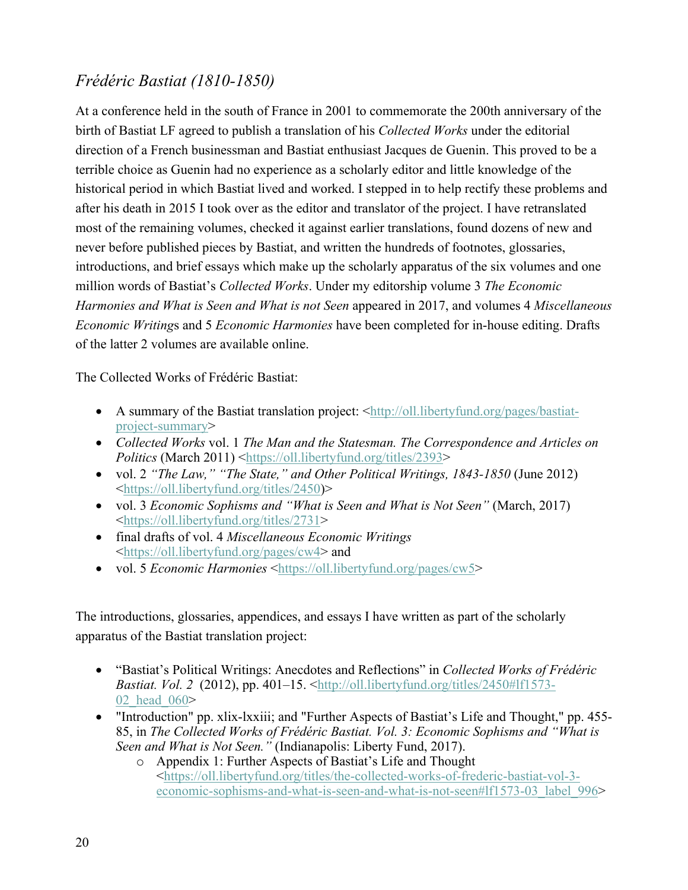## *Frédéric Bastiat (1810-1850)*

At a conference held in the south of France in 2001 to commemorate the 200th anniversary of the birth of Bastiat LF agreed to publish a translation of his *Collected Works* under the editorial direction of a French businessman and Bastiat enthusiast Jacques de Guenin. This proved to be a terrible choice as Guenin had no experience as a scholarly editor and little knowledge of the historical period in which Bastiat lived and worked. I stepped in to help rectify these problems and after his death in 2015 I took over as the editor and translator of the project. I have retranslated most of the remaining volumes, checked it against earlier translations, found dozens of new and never before published pieces by Bastiat, and written the hundreds of footnotes, glossaries, introductions, and brief essays which make up the scholarly apparatus of the six volumes and one million words of Bastiat's *Collected Works*. Under my editorship volume 3 *The Economic Harmonies and What is Seen and What is not Seen* appeared in 2017, and volumes 4 *Miscellaneous Economic Writing*s and 5 *Economic Harmonies* have been completed for in-house editing. Drafts of the latter 2 volumes are available online.

The Collected Works of Frédéric Bastiat:

- A summary of the Bastiat translation project: <http://oll.libertyfund.org/pages/bastiat-project-summary>
- *Collected Works* vol. 1 *The Man and the Statesman. The Correspondence and Articles on Politics* (March 2011) <https://oll.libertyfund.org/titles/2393>
- vol. 2 *"The Law," "The State," and Other Political Writings, 1843-1850* (June 2012) <https://oll.libertyfund.org/titles/2450)>
- vol. 3 *Economic Sophisms and "What is Seen and What is Not Seen"* (March, 2017) <https://oll.libertyfund.org/titles/2731>
- final drafts of vol. 4 *Miscellaneous Economic Writings* <https://oll.libertyfund.org/pages/cw4> and
- vol. 5 *Economic Harmonies* <https://oll.libertyfund.org/pages/cw5>

The introductions, glossaries, appendices, and essays I have written as part of the scholarly apparatus of the Bastiat translation project:

- "Bastiat's Political Writings: Anecdotes and Reflections" in *Collected Works of Frédéric Bastiat. Vol. 2* (2012), pp. 401–15. <http://oll.libertyfund.org/titles/2450#lf1573-02_head_060>
- "Introduction" pp. xlix-lxxiii; and "Further Aspects of Bastiat's Life and Thought," pp. 455-85, in *The Collected Works of Frédéric Bastiat. Vol. 3: Economic Sophisms and "What is Seen and What is Not Seen."* (Indianapolis: Liberty Fund, 2017).
    - Appendix 1: Further Aspects of Bastiat's Life and Thought <https://oll.libertyfund.org/titles/the-collected-works-of-frederic-bastiat-vol-3-economic-sophisms-and-what-is-seen-and-what-is-not-seen#lf1573-03_label_996>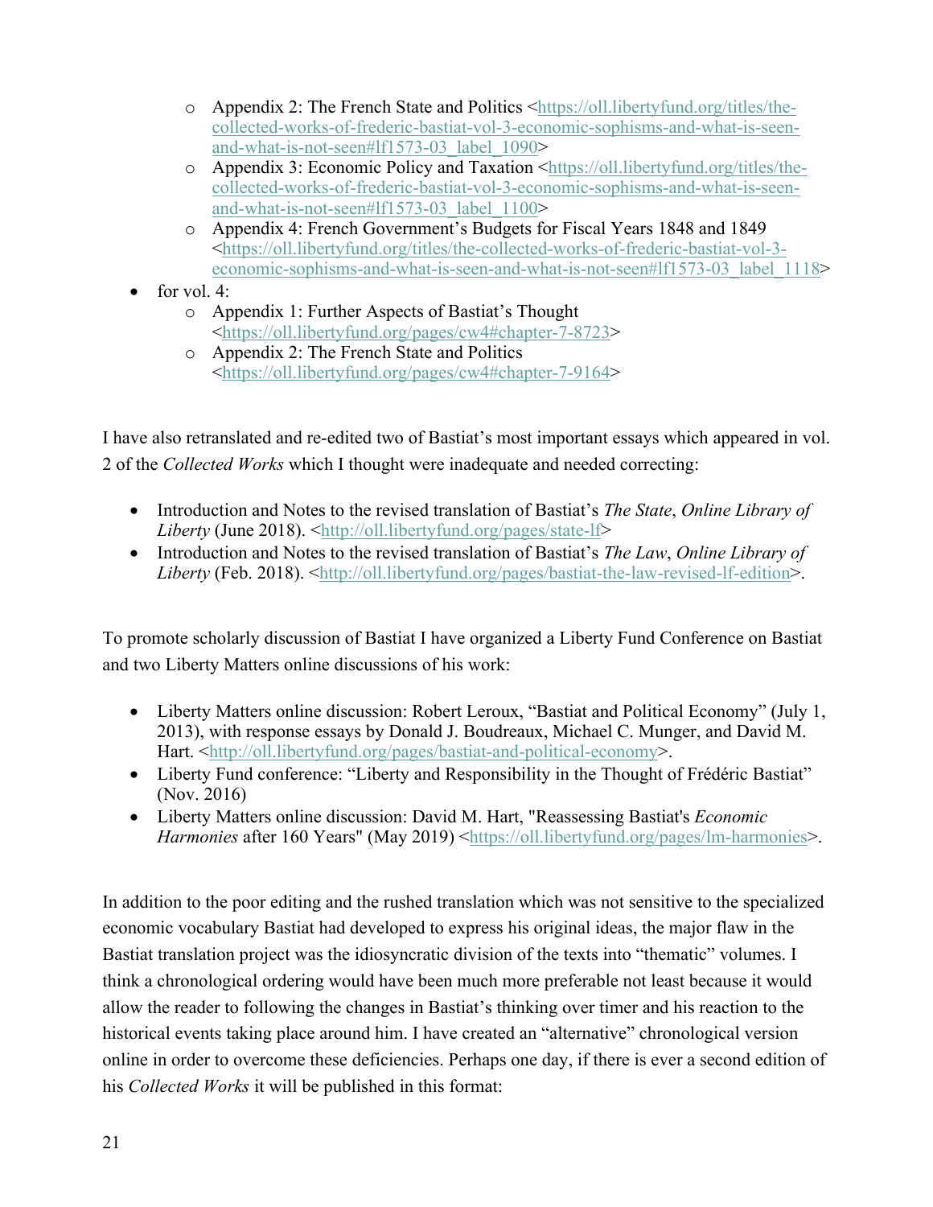- Appendix 2: The French State and Politics <https://oll.libertyfund.org/titles/the-collected-works-of-frederic-bastiat-vol-3-economic-sophisms-and-what-is-seen-and-what-is-not-seen#lf1573-03_label_1090>
    - Appendix 3: Economic Policy and Taxation <https://oll.libertyfund.org/titles/the-collected-works-of-frederic-bastiat-vol-3-economic-sophisms-and-what-is-seen-and-what-is-not-seen#lf1573-03_label_1100>
    - Appendix 4: French Government's Budgets for Fiscal Years 1848 and 1849 <https://oll.libertyfund.org/titles/the-collected-works-of-frederic-bastiat-vol-3-economic-sophisms-and-what-is-seen-and-what-is-not-seen#lf1573-03_label_1118>
- for vol. 4:
    - Appendix 1: Further Aspects of Bastiat's Thought <https://oll.libertyfund.org/pages/cw4#chapter-7-8723>
    - Appendix 2: The French State and Politics <https://oll.libertyfund.org/pages/cw4#chapter-7-9164>

I have also retranslated and re-edited two of Bastiat's most important essays which appeared in vol. 2 of the *Collected Works* which I thought were inadequate and needed correcting:

- Introduction and Notes to the revised translation of Bastiat's *The State*, *Online Library of Liberty* (June 2018). <http://oll.libertyfund.org/pages/state-lf>
- Introduction and Notes to the revised translation of Bastiat's *The Law*, *Online Library of Liberty* (Feb. 2018). <http://oll.libertyfund.org/pages/bastiat-the-law-revised-lf-edition>.

To promote scholarly discussion of Bastiat I have organized a Liberty Fund Conference on Bastiat and two Liberty Matters online discussions of his work:

- Liberty Matters online discussion: Robert Leroux, "Bastiat and Political Economy" (July 1, 2013), with response essays by Donald J. Boudreaux, Michael C. Munger, and David M. Hart. <http://oll.libertyfund.org/pages/bastiat-and-political-economy>.
- Liberty Fund conference: "Liberty and Responsibility in the Thought of Frédéric Bastiat" (Nov. 2016)
- Liberty Matters online discussion: David M. Hart, "Reassessing Bastiat's *Economic Harmonies* after 160 Years" (May 2019) <https://oll.libertyfund.org/pages/lm-harmonies>.

In addition to the poor editing and the rushed translation which was not sensitive to the specialized economic vocabulary Bastiat had developed to express his original ideas, the major flaw in the Bastiat translation project was the idiosyncratic division of the texts into "thematic" volumes. I think a chronological ordering would have been much more preferable not least because it would allow the reader to following the changes in Bastiat's thinking over timer and his reaction to the historical events taking place around him. I have created an "alternative" chronological version online in order to overcome these deficiencies. Perhaps one day, if there is ever a second edition of his *Collected Works* it will be published in this format: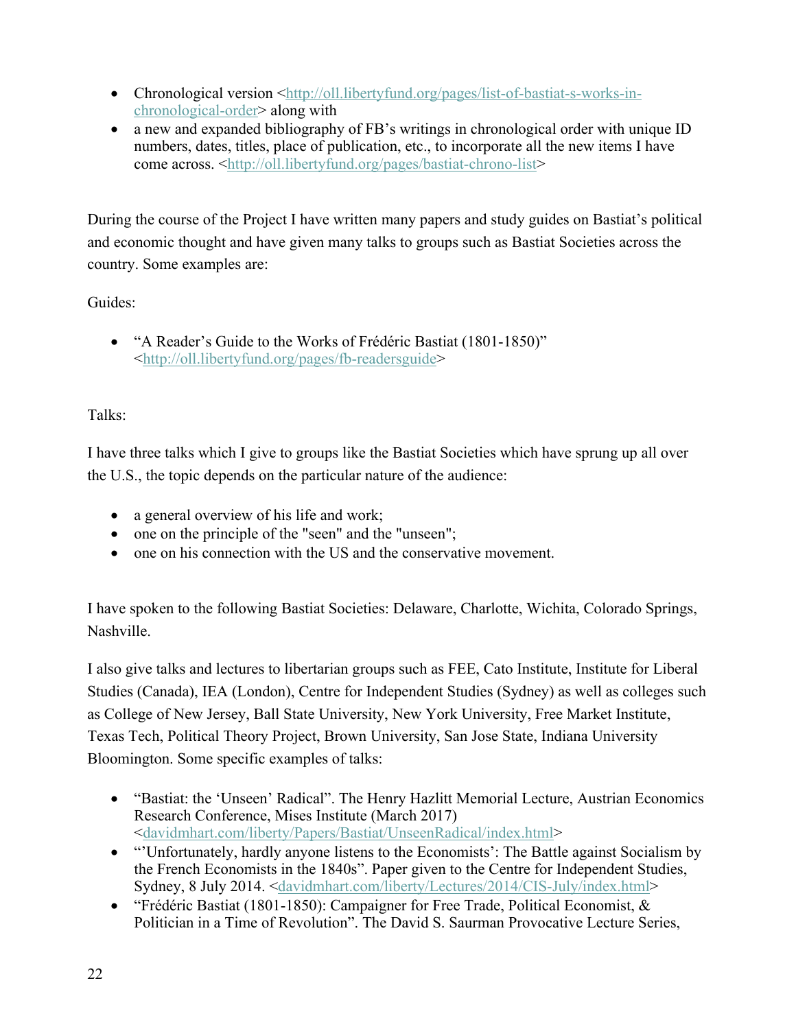- Chronological version <http://oll.libertyfund.org/pages/list-of-bastiat-s-works-in-chronological-order> along with
- a new and expanded bibliography of FB's writings in chronological order with unique ID numbers, dates, titles, place of publication, etc., to incorporate all the new items I have come across. <http://oll.libertyfund.org/pages/bastiat-chrono-list>

During the course of the Project I have written many papers and study guides on Bastiat's political and economic thought and have given many talks to groups such as Bastiat Societies across the country. Some examples are:

Guides:

- "A Reader's Guide to the Works of Frédéric Bastiat (1801-1850)" <http://oll.libertyfund.org/pages/fb-readersguide>

Talks:

I have three talks which I give to groups like the Bastiat Societies which have sprung up all over the U.S., the topic depends on the particular nature of the audience:

- a general overview of his life and work;
- one on the principle of the "seen" and the "unseen";
- one on his connection with the US and the conservative movement.

I have spoken to the following Bastiat Societies: Delaware, Charlotte, Wichita, Colorado Springs, Nashville.

I also give talks and lectures to libertarian groups such as FEE, Cato Institute, Institute for Liberal Studies (Canada), IEA (London), Centre for Independent Studies (Sydney) as well as colleges such as College of New Jersey, Ball State University, New York University, Free Market Institute, Texas Tech, Political Theory Project, Brown University, San Jose State, Indiana University Bloomington. Some specific examples of talks:

- "Bastiat: the 'Unseen' Radical". The Henry Hazlitt Memorial Lecture, Austrian Economics Research Conference, Mises Institute (March 2017) <davidmhart.com/liberty/Papers/Bastiat/UnseenRadical/index.html>
- "'Unfortunately, hardly anyone listens to the Economists': The Battle against Socialism by the French Economists in the 1840s". Paper given to the Centre for Independent Studies, Sydney, 8 July 2014. <davidmhart.com/liberty/Lectures/2014/CIS-July/index.html>
- "Frédéric Bastiat (1801-1850): Campaigner for Free Trade, Political Economist, & Politician in a Time of Revolution". The David S. Saurman Provocative Lecture Series,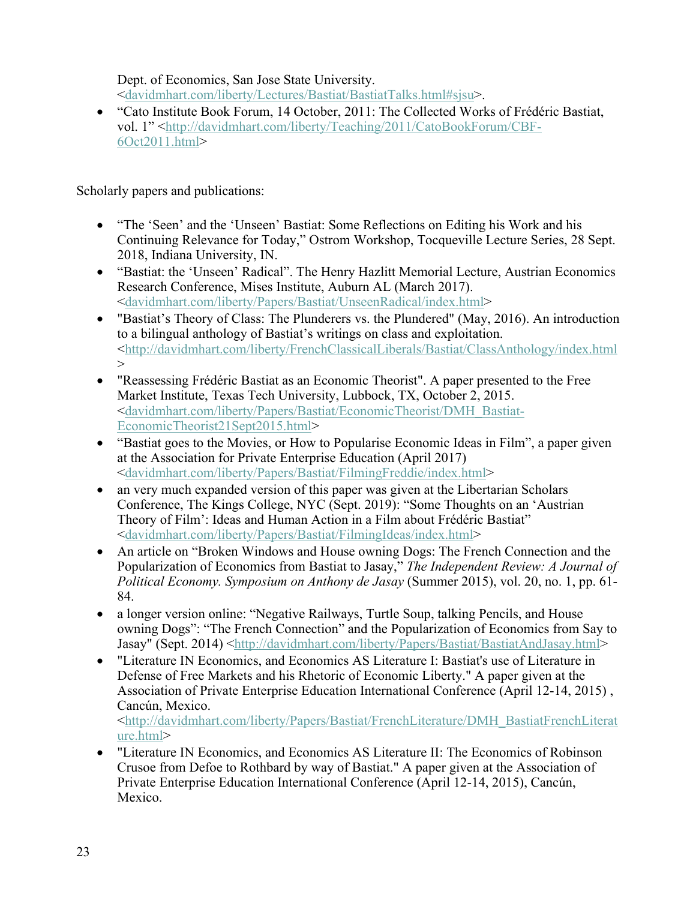Dept. of Economics, San Jose State University. <davidmhart.com/liberty/Lectures/Bastiat/BastiatTalks.html#sjsu>.

- "Cato Institute Book Forum, 14 October, 2011: The Collected Works of Frédéric Bastiat, vol. 1" <http://davidmhart.com/liberty/Teaching/2011/CatoBookForum/CBF-6Oct2011.html>

Scholarly papers and publications:

- "The 'Seen' and the 'Unseen' Bastiat: Some Reflections on Editing his Work and his Continuing Relevance for Today," Ostrom Workshop, Tocqueville Lecture Series, 28 Sept. 2018, Indiana University, IN.
- "Bastiat: the 'Unseen' Radical". The Henry Hazlitt Memorial Lecture, Austrian Economics Research Conference, Mises Institute, Auburn AL (March 2017). <davidmhart.com/liberty/Papers/Bastiat/UnseenRadical/index.html>
- "Bastiat's Theory of Class: The Plunderers vs. the Plundered" (May, 2016). An introduction to a bilingual anthology of Bastiat's writings on class and exploitation. <http://davidmhart.com/liberty/FrenchClassicalLiberals/Bastiat/ClassAnthology/index.html>
- "Reassessing Frédéric Bastiat as an Economic Theorist". A paper presented to the Free Market Institute, Texas Tech University, Lubbock, TX, October 2, 2015. <davidmhart.com/liberty/Papers/Bastiat/EconomicTheorist/DMH_Bastiat-EconomicTheorist21Sept2015.html>
- "Bastiat goes to the Movies, or How to Popularise Economic Ideas in Film", a paper given at the Association for Private Enterprise Education (April 2017) <davidmhart.com/liberty/Papers/Bastiat/FilmingFreddie/index.html>
- an very much expanded version of this paper was given at the Libertarian Scholars Conference, The Kings College, NYC (Sept. 2019): "Some Thoughts on an 'Austrian Theory of Film': Ideas and Human Action in a Film about Frédéric Bastiat" <davidmhart.com/liberty/Papers/Bastiat/FilmingIdeas/index.html>
- An article on "Broken Windows and House owning Dogs: The French Connection and the Popularization of Economics from Bastiat to Jasay," *The Independent Review: A Journal of Political Economy. Symposium on Anthony de Jasay* (Summer 2015), vol. 20, no. 1, pp. 61-84.
- a longer version online: "Negative Railways, Turtle Soup, talking Pencils, and House owning Dogs": "The French Connection" and the Popularization of Economics from Say to Jasay" (Sept. 2014) <http://davidmhart.com/liberty/Papers/Bastiat/BastiatAndJasay.html>
- "Literature IN Economics, and Economics AS Literature I: Bastiat's use of Literature in Defense of Free Markets and his Rhetoric of Economic Liberty." A paper given at the Association of Private Enterprise Education International Conference (April 12-14, 2015) , Cancún, Mexico. <http://davidmhart.com/liberty/Papers/Bastiat/FrenchLiterature/DMH_BastiatFrenchLiterature.html>
- "Literature IN Economics, and Economics AS Literature II: The Economics of Robinson Crusoe from Defoe to Rothbard by way of Bastiat." A paper given at the Association of Private Enterprise Education International Conference (April 12-14, 2015), Cancún, Mexico.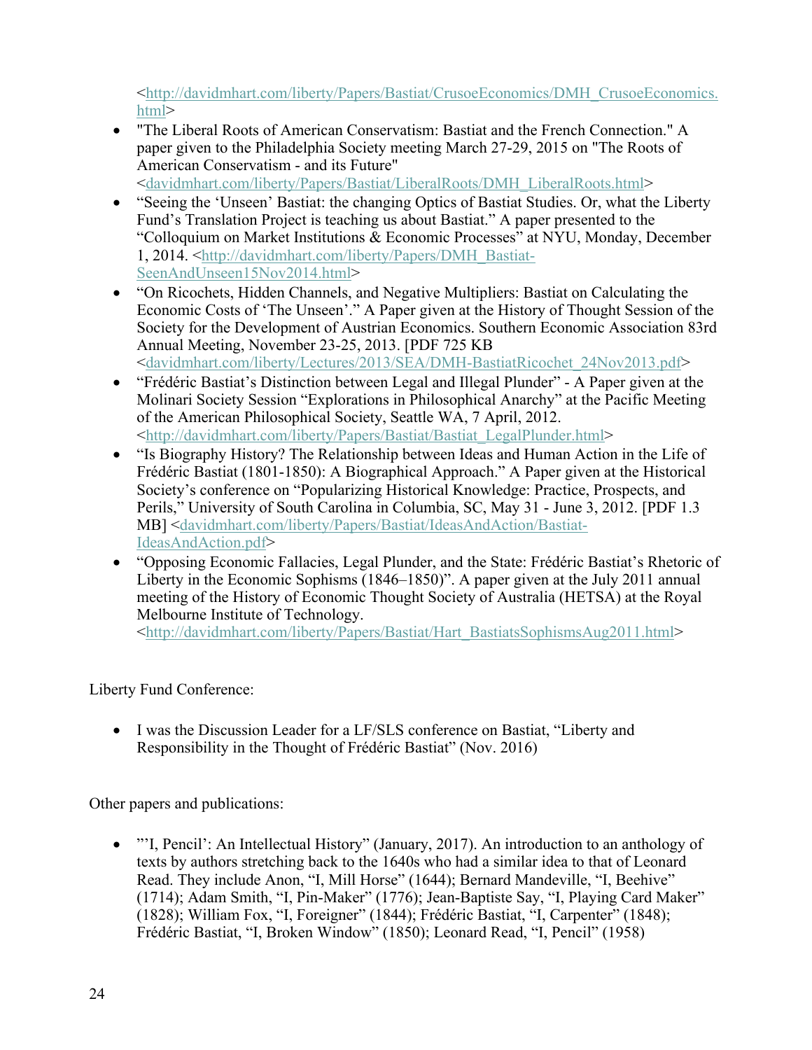<http://davidmhart.com/liberty/Papers/Bastiat/CrusoeEconomics/DMH_CrusoeEconomics.html>

- "The Liberal Roots of American Conservatism: Bastiat and the French Connection." A paper given to the Philadelphia Society meeting March 27-29, 2015 on "The Roots of American Conservatism - and its Future" <davidmhart.com/liberty/Papers/Bastiat/LiberalRoots/DMH_LiberalRoots.html>
- "Seeing the 'Unseen' Bastiat: the changing Optics of Bastiat Studies. Or, what the Liberty Fund's Translation Project is teaching us about Bastiat." A paper presented to the "Colloquium on Market Institutions & Economic Processes" at NYU, Monday, December 1, 2014. <http://davidmhart.com/liberty/Papers/DMH_Bastiat-SeenAndUnseen15Nov2014.html>
- "On Ricochets, Hidden Channels, and Negative Multipliers: Bastiat on Calculating the Economic Costs of 'The Unseen'." A Paper given at the History of Thought Session of the Society for the Development of Austrian Economics. Southern Economic Association 83rd Annual Meeting, November 23-25, 2013. [PDF 725 KB <davidmhart.com/liberty/Lectures/2013/SEA/DMH-BastiatRicochet_24Nov2013.pdf>
- "Frédéric Bastiat's Distinction between Legal and Illegal Plunder" - A Paper given at the Molinari Society Session "Explorations in Philosophical Anarchy" at the Pacific Meeting of the American Philosophical Society, Seattle WA, 7 April, 2012. <http://davidmhart.com/liberty/Papers/Bastiat/Bastiat_LegalPlunder.html>
- "Is Biography History? The Relationship between Ideas and Human Action in the Life of Frédéric Bastiat (1801-1850): A Biographical Approach." A Paper given at the Historical Society's conference on "Popularizing Historical Knowledge: Practice, Prospects, and Perils," University of South Carolina in Columbia, SC, May 31 - June 3, 2012. [PDF 1.3 MB] <davidmhart.com/liberty/Papers/Bastiat/IdeasAndAction/Bastiat-IdeasAndAction.pdf>
- "Opposing Economic Fallacies, Legal Plunder, and the State: Frédéric Bastiat's Rhetoric of Liberty in the Economic Sophisms (1846–1850)". A paper given at the July 2011 annual meeting of the History of Economic Thought Society of Australia (HETSA) at the Royal Melbourne Institute of Technology. <http://davidmhart.com/liberty/Papers/Bastiat/Hart_BastiatsSophismsAug2011.html>

Liberty Fund Conference:

- I was the Discussion Leader for a LF/SLS conference on Bastiat, "Liberty and Responsibility in the Thought of Frédéric Bastiat" (Nov. 2016)

Other papers and publications:

- "'I, Pencil': An Intellectual History" (January, 2017). An introduction to an anthology of texts by authors stretching back to the 1640s who had a similar idea to that of Leonard Read. They include Anon, "I, Mill Horse" (1644); Bernard Mandeville, "I, Beehive" (1714); Adam Smith, "I, Pin-Maker" (1776); Jean-Baptiste Say, "I, Playing Card Maker" (1828); William Fox, "I, Foreigner" (1844); Frédéric Bastiat, "I, Carpenter" (1848); Frédéric Bastiat, "I, Broken Window" (1850); Leonard Read, "I, Pencil" (1958)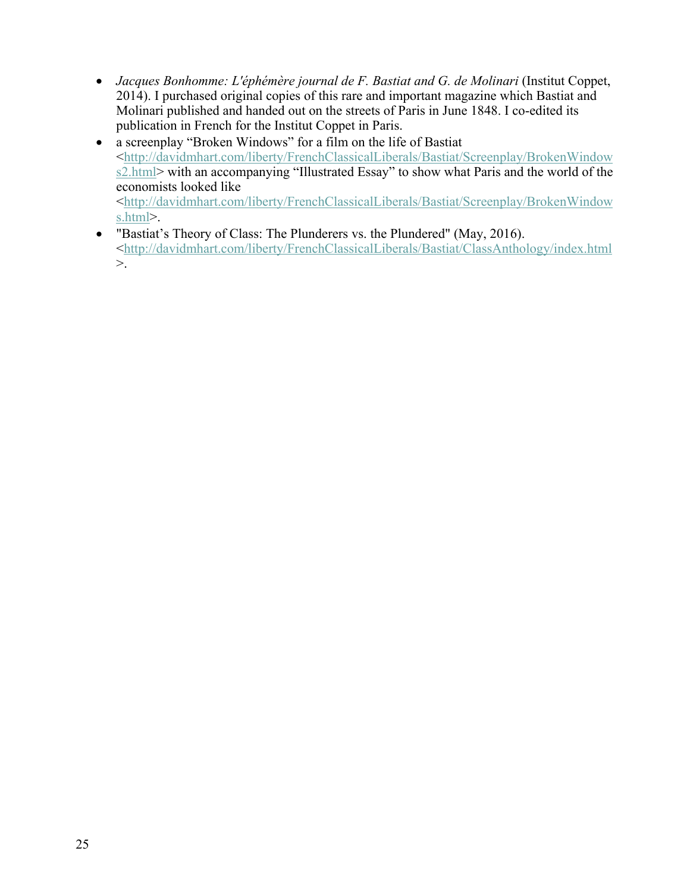- *Jacques Bonhomme: L'éphémère journal de F. Bastiat and G. de Molinari* (Institut Coppet, 2014). I purchased original copies of this rare and important magazine which Bastiat and Molinari published and handed out on the streets of Paris in June 1848. I co-edited its publication in French for the Institut Coppet in Paris.
- a screenplay "Broken Windows" for a film on the life of Bastiat <http://davidmhart.com/liberty/FrenchClassicalLiberals/Bastiat/Screenplay/BrokenWindows2.html> with an accompanying "Illustrated Essay" to show what Paris and the world of the economists looked like <http://davidmhart.com/liberty/FrenchClassicalLiberals/Bastiat/Screenplay/BrokenWindows.html>.
- "Bastiat's Theory of Class: The Plunderers vs. the Plundered" (May, 2016). <http://davidmhart.com/liberty/FrenchClassicalLiberals/Bastiat/ClassAnthology/index.html>.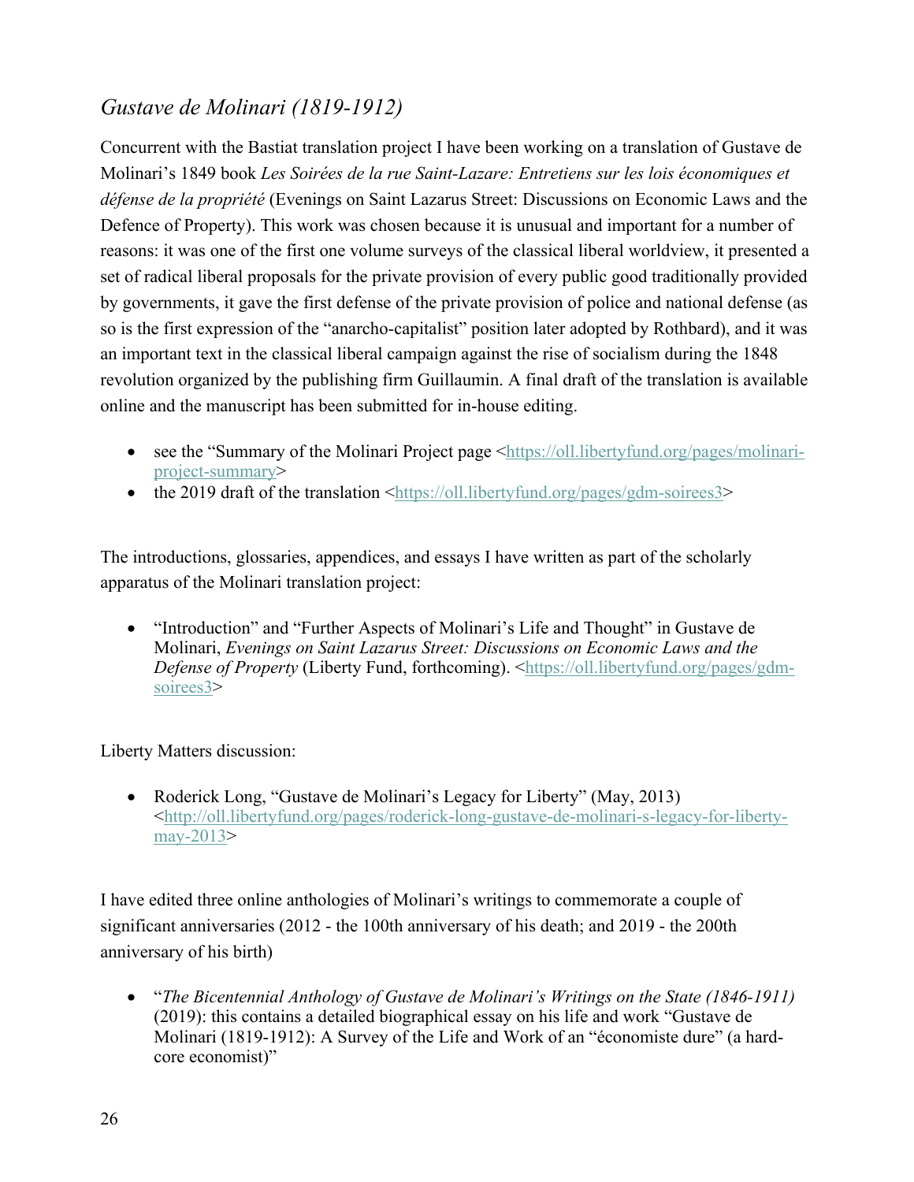## *Gustave de Molinari (1819-1912)*

Concurrent with the Bastiat translation project I have been working on a translation of Gustave de Molinari's 1849 book *Les Soirées de la rue Saint-Lazare: Entretiens sur les lois économiques et défense de la propriété* (Evenings on Saint Lazarus Street: Discussions on Economic Laws and the Defence of Property). This work was chosen because it is unusual and important for a number of reasons: it was one of the first one volume surveys of the classical liberal worldview, it presented a set of radical liberal proposals for the private provision of every public good traditionally provided by governments, it gave the first defense of the private provision of police and national defense (as so is the first expression of the "anarcho-capitalist" position later adopted by Rothbard), and it was an important text in the classical liberal campaign against the rise of socialism during the 1848 revolution organized by the publishing firm Guillaumin. A final draft of the translation is available online and the manuscript has been submitted for in-house editing.

- see the "Summary of the Molinari Project page <https://oll.libertyfund.org/pages/molinari-project-summary>
- the 2019 draft of the translation <https://oll.libertyfund.org/pages/gdm-soirees3>

The introductions, glossaries, appendices, and essays I have written as part of the scholarly apparatus of the Molinari translation project:

- "Introduction" and "Further Aspects of Molinari's Life and Thought" in Gustave de Molinari, *Evenings on Saint Lazarus Street: Discussions on Economic Laws and the Defense of Property* (Liberty Fund, forthcoming). <https://oll.libertyfund.org/pages/gdm-soirees3>

Liberty Matters discussion:

- Roderick Long, "Gustave de Molinari's Legacy for Liberty" (May, 2013) <http://oll.libertyfund.org/pages/roderick-long-gustave-de-molinari-s-legacy-for-liberty-may-2013>

I have edited three online anthologies of Molinari's writings to commemorate a couple of significant anniversaries (2012 - the 100th anniversary of his death; and 2019 - the 200th anniversary of his birth)

- "*The Bicentennial Anthology of Gustave de Molinari's Writings on the State (1846-1911)* (2019): this contains a detailed biographical essay on his life and work "Gustave de Molinari (1819-1912): A Survey of the Life and Work of an "économiste dure" (a hard-core economist)"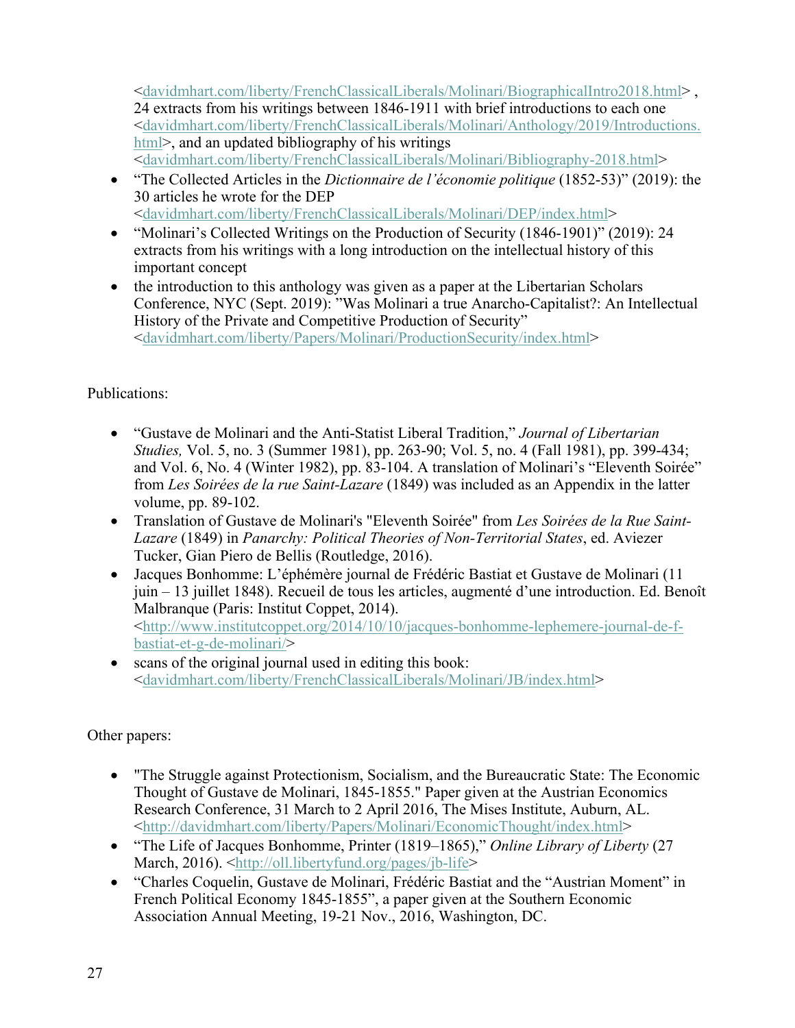<davidmhart.com/liberty/FrenchClassicalLiberals/Molinari/BiographicalIntro2018.html> , 24 extracts from his writings between 1846-1911 with brief introductions to each one <davidmhart.com/liberty/FrenchClassicalLiberals/Molinari/Anthology/2019/Introductions.html>, and an updated bibliography of his writings <davidmhart.com/liberty/FrenchClassicalLiberals/Molinari/Bibliography-2018.html>

- "The Collected Articles in the *Dictionnaire de l'économie politique* (1852-53)" (2019): the 30 articles he wrote for the DEP <davidmhart.com/liberty/FrenchClassicalLiberals/Molinari/DEP/index.html>
- "Molinari's Collected Writings on the Production of Security (1846-1901)" (2019): 24 extracts from his writings with a long introduction on the intellectual history of this important concept
- the introduction to this anthology was given as a paper at the Libertarian Scholars Conference, NYC (Sept. 2019): "Was Molinari a true Anarcho-Capitalist?: An Intellectual History of the Private and Competitive Production of Security" <davidmhart.com/liberty/Papers/Molinari/ProductionSecurity/index.html>

Publications:

- "Gustave de Molinari and the Anti-Statist Liberal Tradition," *Journal of Libertarian Studies,* Vol. 5, no. 3 (Summer 1981), pp. 263-90; Vol. 5, no. 4 (Fall 1981), pp. 399-434; and Vol. 6, No. 4 (Winter 1982), pp. 83-104. A translation of Molinari's "Eleventh Soirée" from *Les Soirées de la rue Saint-Lazare* (1849) was included as an Appendix in the latter volume, pp. 89-102.
- Translation of Gustave de Molinari's "Eleventh Soirée" from *Les Soirées de la Rue Saint-Lazare* (1849) in *Panarchy: Political Theories of Non-Territorial States*, ed. Aviezer Tucker, Gian Piero de Bellis (Routledge, 2016).
- Jacques Bonhomme: L'éphémère journal de Frédéric Bastiat et Gustave de Molinari (11 juin – 13 juillet 1848). Recueil de tous les articles, augmenté d'une introduction. Ed. Benoît Malbranque (Paris: Institut Coppet, 2014). <http://www.institutcoppet.org/2014/10/10/jacques-bonhomme-lephemere-journal-de-f-bastiat-et-g-de-molinari/>
- scans of the original journal used in editing this book: <davidmhart.com/liberty/FrenchClassicalLiberals/Molinari/JB/index.html>

Other papers:

- "The Struggle against Protectionism, Socialism, and the Bureaucratic State: The Economic Thought of Gustave de Molinari, 1845-1855." Paper given at the Austrian Economics Research Conference, 31 March to 2 April 2016, The Mises Institute, Auburn, AL. <http://davidmhart.com/liberty/Papers/Molinari/EconomicThought/index.html>
- "The Life of Jacques Bonhomme, Printer (1819–1865)," *Online Library of Liberty* (27 March, 2016). <http://oll.libertyfund.org/pages/jb-life>
- "Charles Coquelin, Gustave de Molinari, Frédéric Bastiat and the "Austrian Moment" in French Political Economy 1845-1855", a paper given at the Southern Economic Association Annual Meeting, 19-21 Nov., 2016, Washington, DC.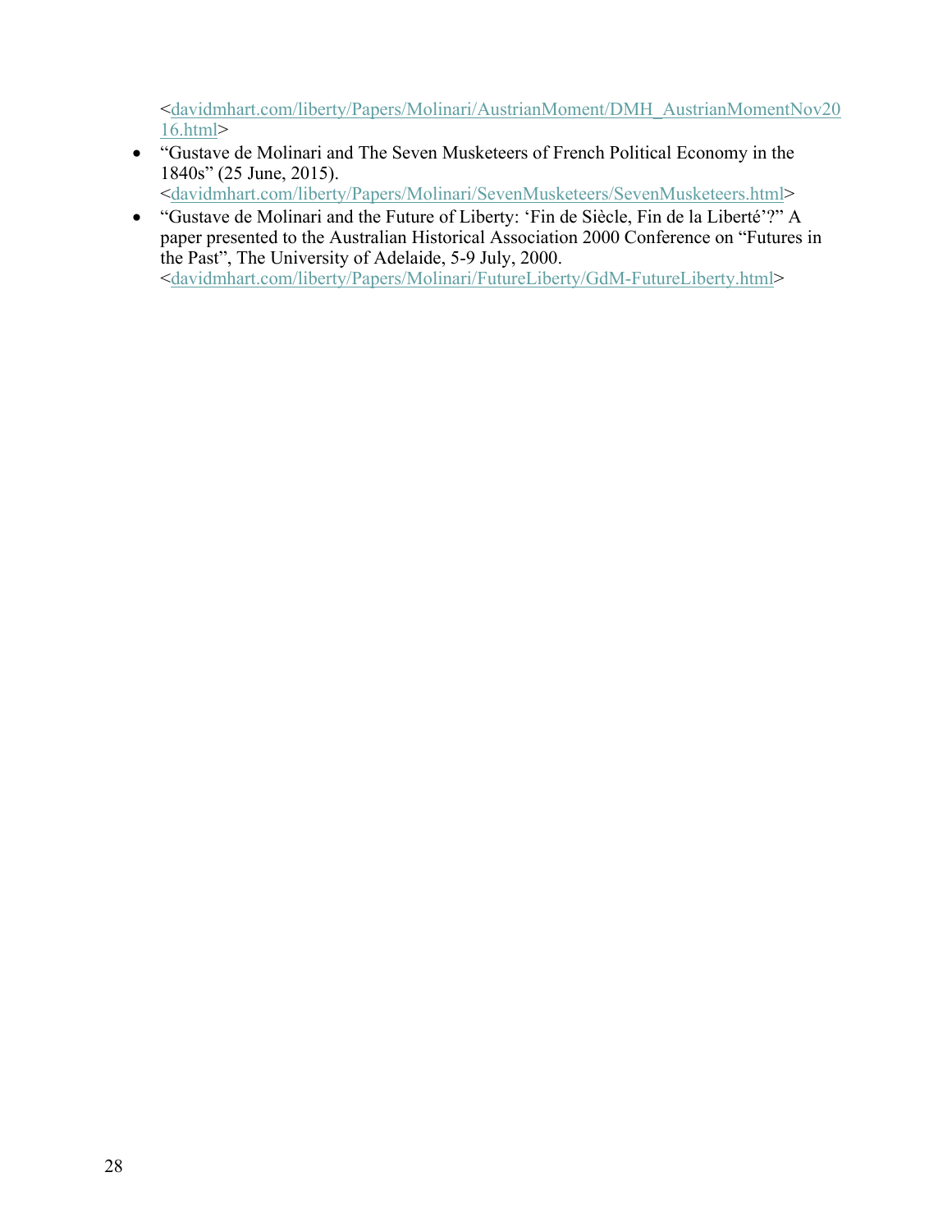<davidmhart.com/liberty/Papers/Molinari/AustrianMoment/DMH_AustrianMomentNov2016.html>

- "Gustave de Molinari and The Seven Musketeers of French Political Economy in the 1840s" (25 June, 2015). <davidmhart.com/liberty/Papers/Molinari/SevenMusketeers/SevenMusketeers.html>
- "Gustave de Molinari and the Future of Liberty: 'Fin de Siècle, Fin de la Liberté'?" A paper presented to the Australian Historical Association 2000 Conference on "Futures in the Past", The University of Adelaide, 5-9 July, 2000. <davidmhart.com/liberty/Papers/Molinari/FutureLiberty/GdM-FutureLiberty.html>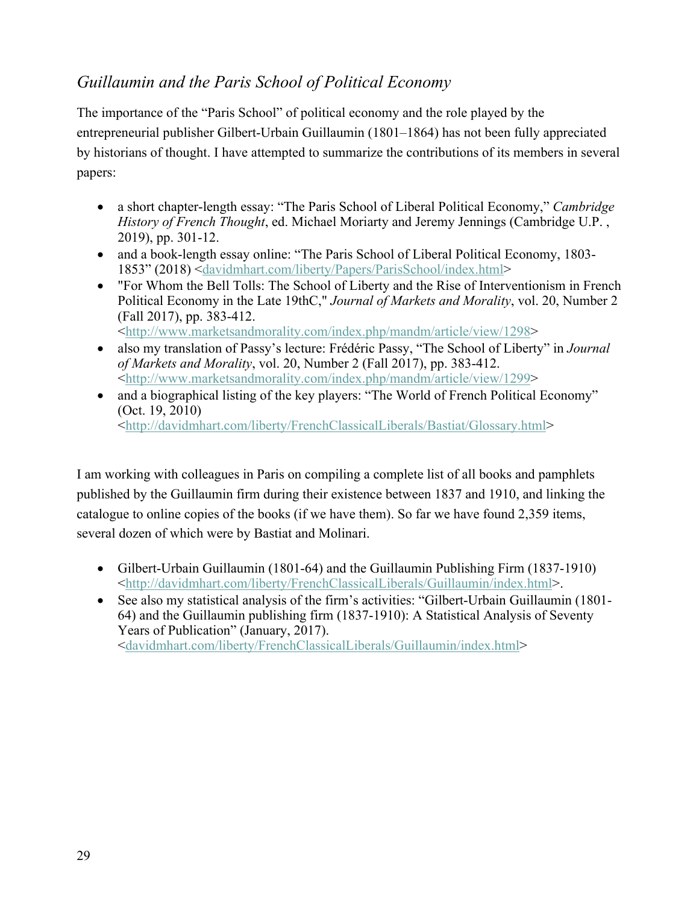## *Guillaumin and the Paris School of Political Economy*

The importance of the "Paris School" of political economy and the role played by the entrepreneurial publisher Gilbert-Urbain Guillaumin (1801–1864) has not been fully appreciated by historians of thought. I have attempted to summarize the contributions of its members in several papers:

- a short chapter-length essay: "The Paris School of Liberal Political Economy," *Cambridge History of French Thought*, ed. Michael Moriarty and Jeremy Jennings (Cambridge U.P. , 2019), pp. 301-12.
- and a book-length essay online: "The Paris School of Liberal Political Economy, 1803-1853" (2018) <davidmhart.com/liberty/Papers/ParisSchool/index.html>
- "For Whom the Bell Tolls: The School of Liberty and the Rise of Interventionism in French Political Economy in the Late 19thC," *Journal of Markets and Morality*, vol. 20, Number 2 (Fall 2017), pp. 383-412. <http://www.marketsandmorality.com/index.php/mandm/article/view/1298>
- also my translation of Passy's lecture: Frédéric Passy, "The School of Liberty" in *Journal of Markets and Morality*, vol. 20, Number 2 (Fall 2017), pp. 383-412. <http://www.marketsandmorality.com/index.php/mandm/article/view/1299>
- and a biographical listing of the key players: "The World of French Political Economy" (Oct. 19, 2010) <http://davidmhart.com/liberty/FrenchClassicalLiberals/Bastiat/Glossary.html>

I am working with colleagues in Paris on compiling a complete list of all books and pamphlets published by the Guillaumin firm during their existence between 1837 and 1910, and linking the catalogue to online copies of the books (if we have them). So far we have found 2,359 items, several dozen of which were by Bastiat and Molinari.

- Gilbert-Urbain Guillaumin (1801-64) and the Guillaumin Publishing Firm (1837-1910) <http://davidmhart.com/liberty/FrenchClassicalLiberals/Guillaumin/index.html>.
- See also my statistical analysis of the firm's activities: "Gilbert-Urbain Guillaumin (1801-64) and the Guillaumin publishing firm (1837-1910): A Statistical Analysis of Seventy Years of Publication" (January, 2017). <davidmhart.com/liberty/FrenchClassicalLiberals/Guillaumin/index.html>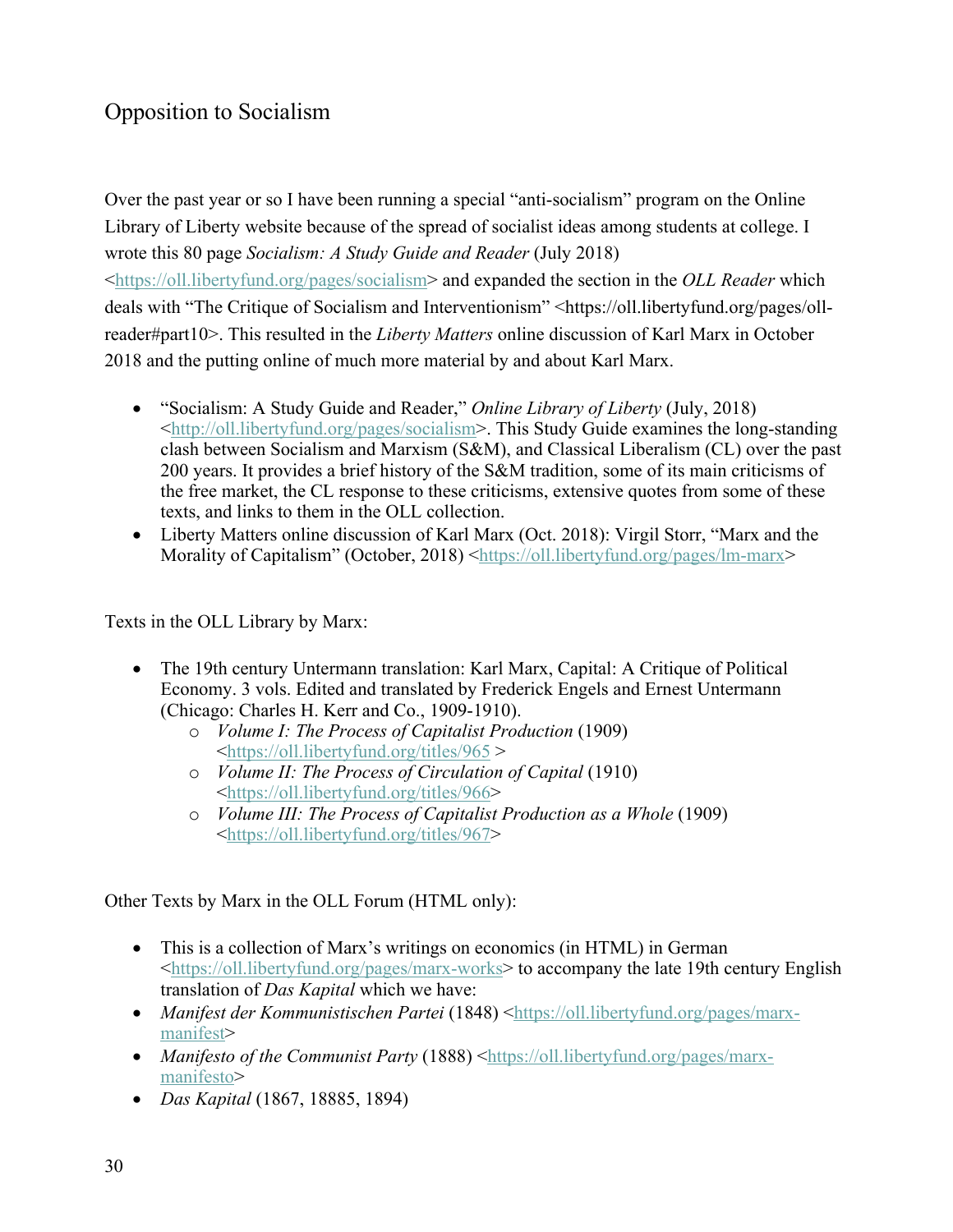## Opposition to Socialism

Over the past year or so I have been running a special "anti-socialism" program on the Online Library of Liberty website because of the spread of socialist ideas among students at college. I wrote this 80 page *Socialism: A Study Guide and Reader* (July 2018) <https://oll.libertyfund.org/pages/socialism> and expanded the section in the *OLL Reader* which deals with "The Critique of Socialism and Interventionism" <https://oll.libertyfund.org/pages/oll-reader#part10>. This resulted in the *Liberty Matters* online discussion of Karl Marx in October 2018 and the putting online of much more material by and about Karl Marx.

- "Socialism: A Study Guide and Reader," *Online Library of Liberty* (July, 2018) <http://oll.libertyfund.org/pages/socialism>. This Study Guide examines the long-standing clash between Socialism and Marxism (S&M), and Classical Liberalism (CL) over the past 200 years. It provides a brief history of the S&M tradition, some of its main criticisms of the free market, the CL response to these criticisms, extensive quotes from some of these texts, and links to them in the OLL collection.
- Liberty Matters online discussion of Karl Marx (Oct. 2018): Virgil Storr, "Marx and the Morality of Capitalism" (October, 2018) <https://oll.libertyfund.org/pages/lm-marx>

Texts in the OLL Library by Marx:

- The 19th century Untermann translation: Karl Marx, Capital: A Critique of Political Economy. 3 vols. Edited and translated by Frederick Engels and Ernest Untermann (Chicago: Charles H. Kerr and Co., 1909-1910).
  - *Volume I: The Process of Capitalist Production* (1909) <https://oll.libertyfund.org/titles/965 >
  - *Volume II: The Process of Circulation of Capital* (1910) <https://oll.libertyfund.org/titles/966>
  - *Volume III: The Process of Capitalist Production as a Whole* (1909) <https://oll.libertyfund.org/titles/967>

Other Texts by Marx in the OLL Forum (HTML only):

- This is a collection of Marx's writings on economics (in HTML) in German <https://oll.libertyfund.org/pages/marx-works> to accompany the late 19th century English translation of *Das Kapital* which we have:
- *Manifest der Kommunistischen Partei* (1848) <https://oll.libertyfund.org/pages/marx-manifest>
- *Manifesto of the Communist Party* (1888) <https://oll.libertyfund.org/pages/marx-manifesto>
- *Das Kapital* (1867, 18885, 1894)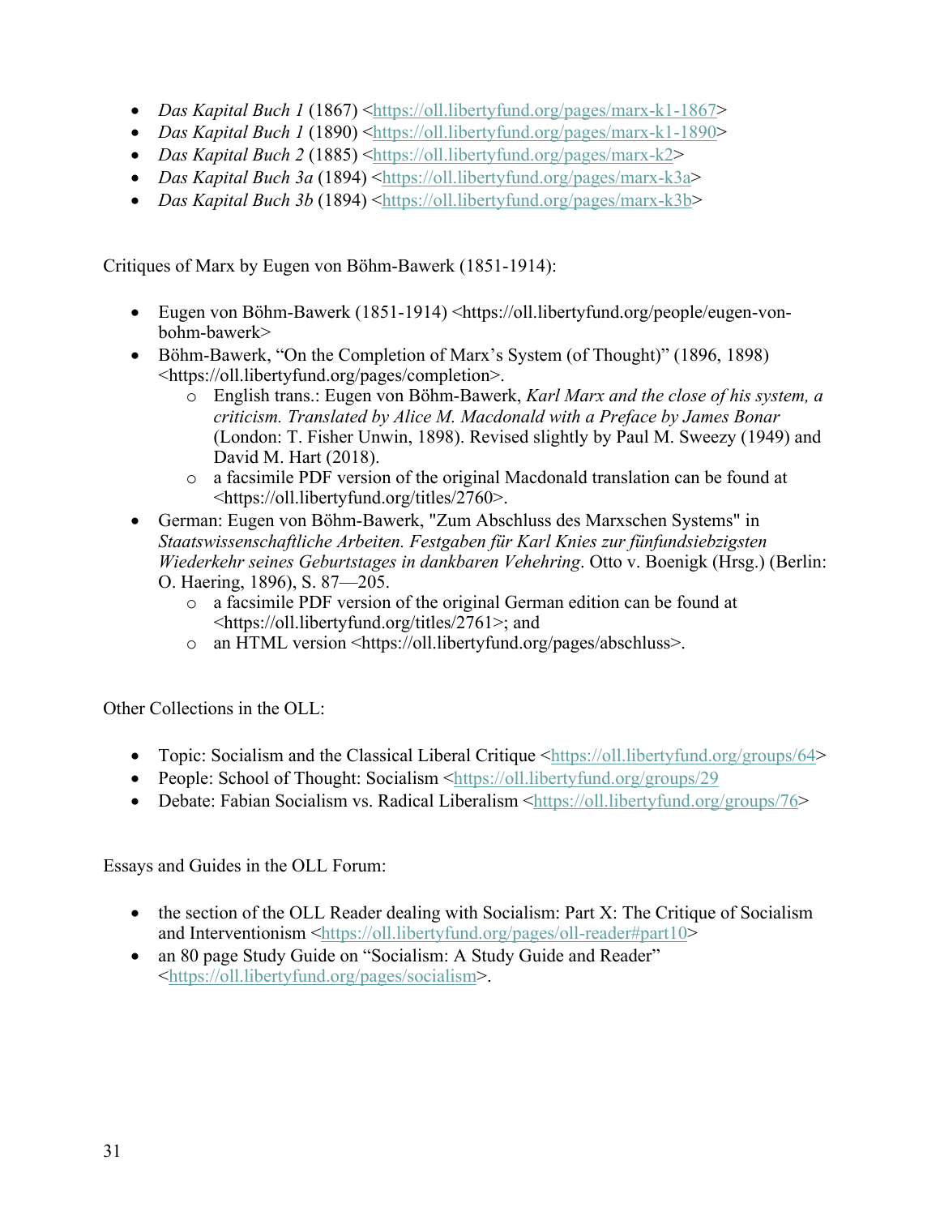- *Das Kapital Buch 1* (1867) <https://oll.libertyfund.org/pages/marx-k1-1867>
- *Das Kapital Buch 1* (1890) <https://oll.libertyfund.org/pages/marx-k1-1890>
- *Das Kapital Buch 2* (1885) <https://oll.libertyfund.org/pages/marx-k2>
- *Das Kapital Buch 3a* (1894) <https://oll.libertyfund.org/pages/marx-k3a>
- *Das Kapital Buch 3b* (1894) <https://oll.libertyfund.org/pages/marx-k3b>

Critiques of Marx by Eugen von Böhm-Bawerk (1851-1914):

- Eugen von Böhm-Bawerk (1851-1914) <https://oll.libertyfund.org/people/eugen-von-bohm-bawerk>
- Böhm-Bawerk, "On the Completion of Marx's System (of Thought)" (1896, 1898) <https://oll.libertyfund.org/pages/completion>.
    - English trans.: Eugen von Böhm-Bawerk, *Karl Marx and the close of his system, a criticism. Translated by Alice M. Macdonald with a Preface by James Bonar* (London: T. Fisher Unwin, 1898). Revised slightly by Paul M. Sweezy (1949) and David M. Hart (2018).
    - a facsimile PDF version of the original Macdonald translation can be found at <https://oll.libertyfund.org/titles/2760>.
- German: Eugen von Böhm-Bawerk, "Zum Abschluss des Marxschen Systems" in *Staatswissenschaftliche Arbeiten. Festgaben für Karl Knies zur fünfundsiebzigsten Wiederkehr seines Geburtstages in dankbaren Vehehring*. Otto v. Boenigk (Hrsg.) (Berlin: O. Haering, 1896), S. 87—205.
    - a facsimile PDF version of the original German edition can be found at <https://oll.libertyfund.org/titles/2761>; and
    - an HTML version <https://oll.libertyfund.org/pages/abschluss>.

Other Collections in the OLL:

- Topic: Socialism and the Classical Liberal Critique <https://oll.libertyfund.org/groups/64>
- People: School of Thought: Socialism <https://oll.libertyfund.org/groups/29>
- Debate: Fabian Socialism vs. Radical Liberalism <https://oll.libertyfund.org/groups/76>

Essays and Guides in the OLL Forum:

- the section of the OLL Reader dealing with Socialism: Part X: The Critique of Socialism and Interventionism <https://oll.libertyfund.org/pages/oll-reader#part10>
- an 80 page Study Guide on "Socialism: A Study Guide and Reader" <https://oll.libertyfund.org/pages/socialism>.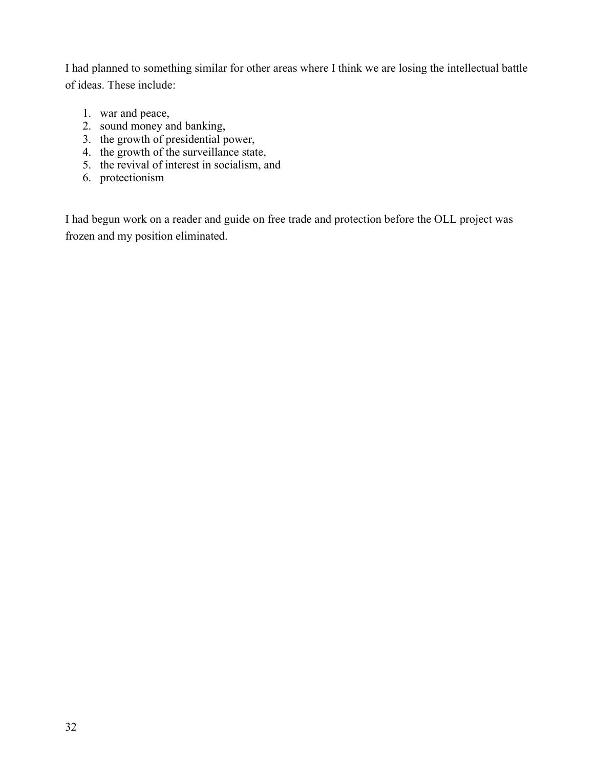I had planned to something similar for other areas where I think we are losing the intellectual battle of ideas. These include:

1. war and peace,
2. sound money and banking,
3. the growth of presidential power,
4. the growth of the surveillance state,
5. the revival of interest in socialism, and
6. protectionism

I had begun work on a reader and guide on free trade and protection before the OLL project was frozen and my position eliminated.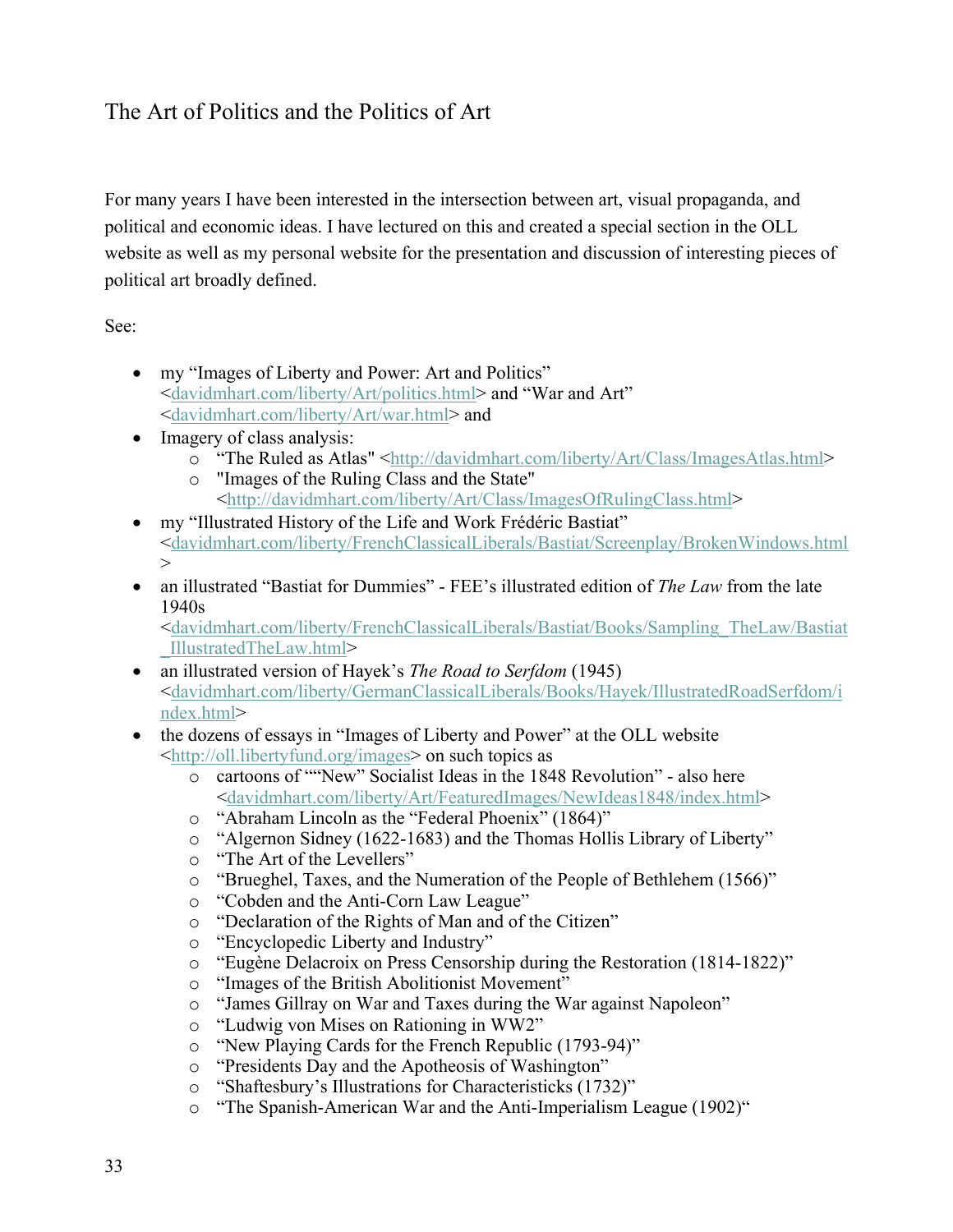# The Art of Politics and the Politics of Art

For many years I have been interested in the intersection between art, visual propaganda, and political and economic ideas. I have lectured on this and created a special section in the OLL website as well as my personal website for the presentation and discussion of interesting pieces of political art broadly defined.

See:

- my "Images of Liberty and Power: Art and Politics" <davidmhart.com/liberty/Art/politics.html> and "War and Art" <davidmhart.com/liberty/Art/war.html> and
- Imagery of class analysis:
  - "The Ruled as Atlas" <http://davidmhart.com/liberty/Art/Class/ImagesAtlas.html>
  - "Images of the Ruling Class and the State" <http://davidmhart.com/liberty/Art/Class/ImagesOfRulingClass.html>
- my "Illustrated History of the Life and Work Frédéric Bastiat" <davidmhart.com/liberty/FrenchClassicalLiberals/Bastiat/Screenplay/BrokenWindows.html>
- an illustrated "Bastiat for Dummies" - FEE's illustrated edition of *The Law* from the late 1940s <davidmhart.com/liberty/FrenchClassicalLiberals/Bastiat/Books/Sampling_TheLaw/Bastiat_IllustratedTheLaw.html>
- an illustrated version of Hayek's *The Road to Serfdom* (1945) <davidmhart.com/liberty/GermanClassicalLiberals/Books/Hayek/IllustratedRoadSerfdom/index.html>
- the dozens of essays in "Images of Liberty and Power" at the OLL website <http://oll.libertyfund.org/images> on such topics as
  - cartoons of ""New" Socialist Ideas in the 1848 Revolution" - also here <davidmhart.com/liberty/Art/FeaturedImages/NewIdeas1848/index.html>
  - "Abraham Lincoln as the "Federal Phoenix" (1864)"
  - "Algernon Sidney (1622-1683) and the Thomas Hollis Library of Liberty"
  - "The Art of the Levellers"
  - "Brueghel, Taxes, and the Numeration of the People of Bethlehem (1566)"
  - "Cobden and the Anti-Corn Law League"
  - "Declaration of the Rights of Man and of the Citizen"
  - "Encyclopedic Liberty and Industry"
  - "Eugène Delacroix on Press Censorship during the Restoration (1814-1822)"
  - "Images of the British Abolitionist Movement"
  - "James Gillray on War and Taxes during the War against Napoleon"
  - "Ludwig von Mises on Rationing in WW2"
  - "New Playing Cards for the French Republic (1793-94)"
  - "Presidents Day and the Apotheosis of Washington"
  - "Shaftesbury's Illustrations for Characteristicks (1732)"
  - "The Spanish-American War and the Anti-Imperialism League (1902)"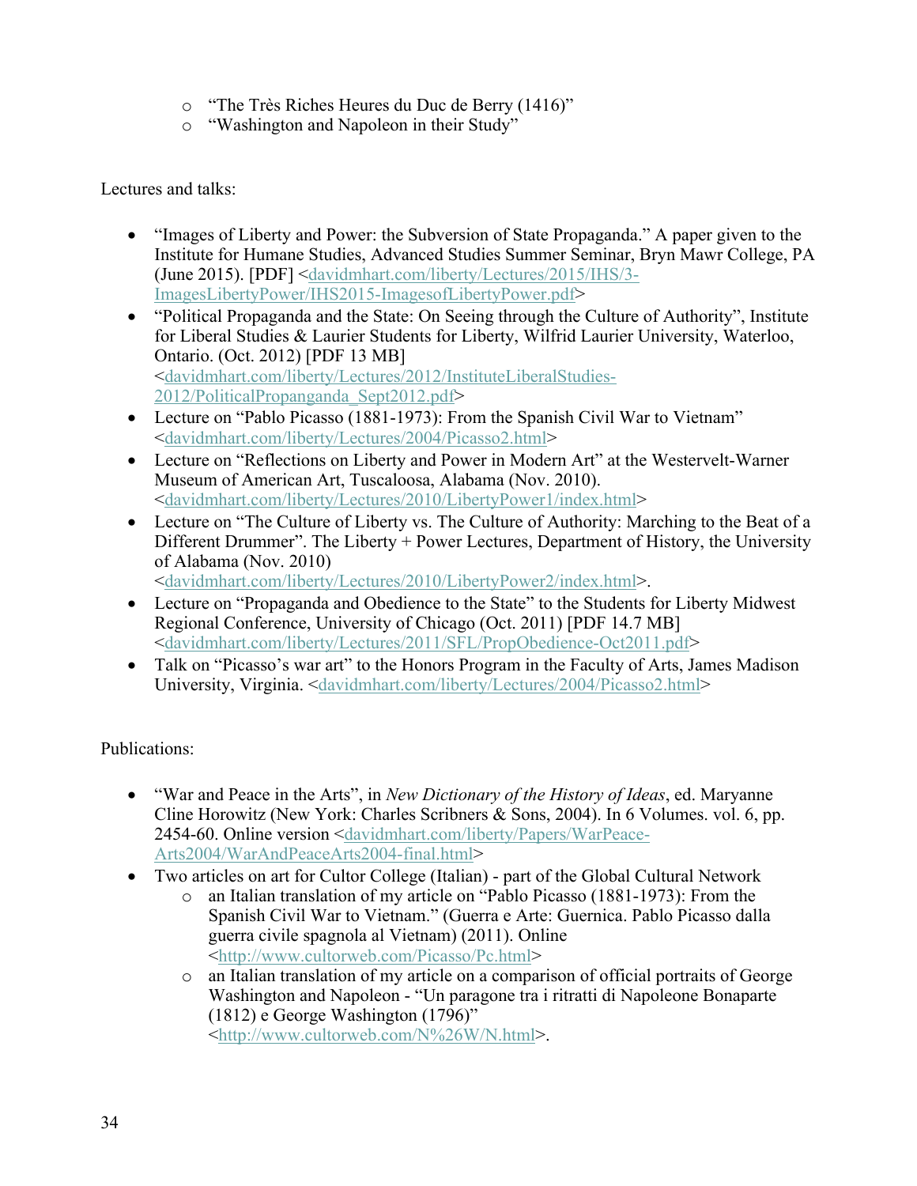- "The Très Riches Heures du Duc de Berry (1416)"
- "Washington and Napoleon in their Study"

Lectures and talks:

- "Images of Liberty and Power: the Subversion of State Propaganda." A paper given to the Institute for Humane Studies, Advanced Studies Summer Seminar, Bryn Mawr College, PA (June 2015). [PDF] <davidmhart.com/liberty/Lectures/2015/IHS/3-ImagesLibertyPower/IHS2015-ImagesofLibertyPower.pdf>
- "Political Propaganda and the State: On Seeing through the Culture of Authority", Institute for Liberal Studies & Laurier Students for Liberty, Wilfrid Laurier University, Waterloo, Ontario. (Oct. 2012) [PDF 13 MB] <davidmhart.com/liberty/Lectures/2012/InstituteLiberalStudies-2012/PoliticalPropanganda_Sept2012.pdf>
- Lecture on "Pablo Picasso (1881-1973): From the Spanish Civil War to Vietnam" <davidmhart.com/liberty/Lectures/2004/Picasso2.html>
- Lecture on "Reflections on Liberty and Power in Modern Art" at the Westervelt-Warner Museum of American Art, Tuscaloosa, Alabama (Nov. 2010). <davidmhart.com/liberty/Lectures/2010/LibertyPower1/index.html>
- Lecture on "The Culture of Liberty vs. The Culture of Authority: Marching to the Beat of a Different Drummer". The Liberty + Power Lectures, Department of History, the University of Alabama (Nov. 2010) <davidmhart.com/liberty/Lectures/2010/LibertyPower2/index.html>.
- Lecture on "Propaganda and Obedience to the State" to the Students for Liberty Midwest Regional Conference, University of Chicago (Oct. 2011) [PDF 14.7 MB] <davidmhart.com/liberty/Lectures/2011/SFL/PropObedience-Oct2011.pdf>
- Talk on "Picasso's war art" to the Honors Program in the Faculty of Arts, James Madison University, Virginia. <davidmhart.com/liberty/Lectures/2004/Picasso2.html>

Publications:

- "War and Peace in the Arts", in *New Dictionary of the History of Ideas*, ed. Maryanne Cline Horowitz (New York: Charles Scribners & Sons, 2004). In 6 Volumes. vol. 6, pp. 2454-60. Online version <davidmhart.com/liberty/Papers/WarPeace-Arts2004/WarAndPeaceArts2004-final.html>
- Two articles on art for Cultor College (Italian) - part of the Global Cultural Network
  - an Italian translation of my article on "Pablo Picasso (1881-1973): From the Spanish Civil War to Vietnam." (Guerra e Arte: Guernica. Pablo Picasso dalla guerra civile spagnola al Vietnam) (2011). Online <http://www.cultorweb.com/Picasso/Pc.html>
  - an Italian translation of my article on a comparison of official portraits of George Washington and Napoleon - "Un paragone tra i ritratti di Napoleone Bonaparte (1812) e George Washington (1796)" <http://www.cultorweb.com/N%26W/N.html>.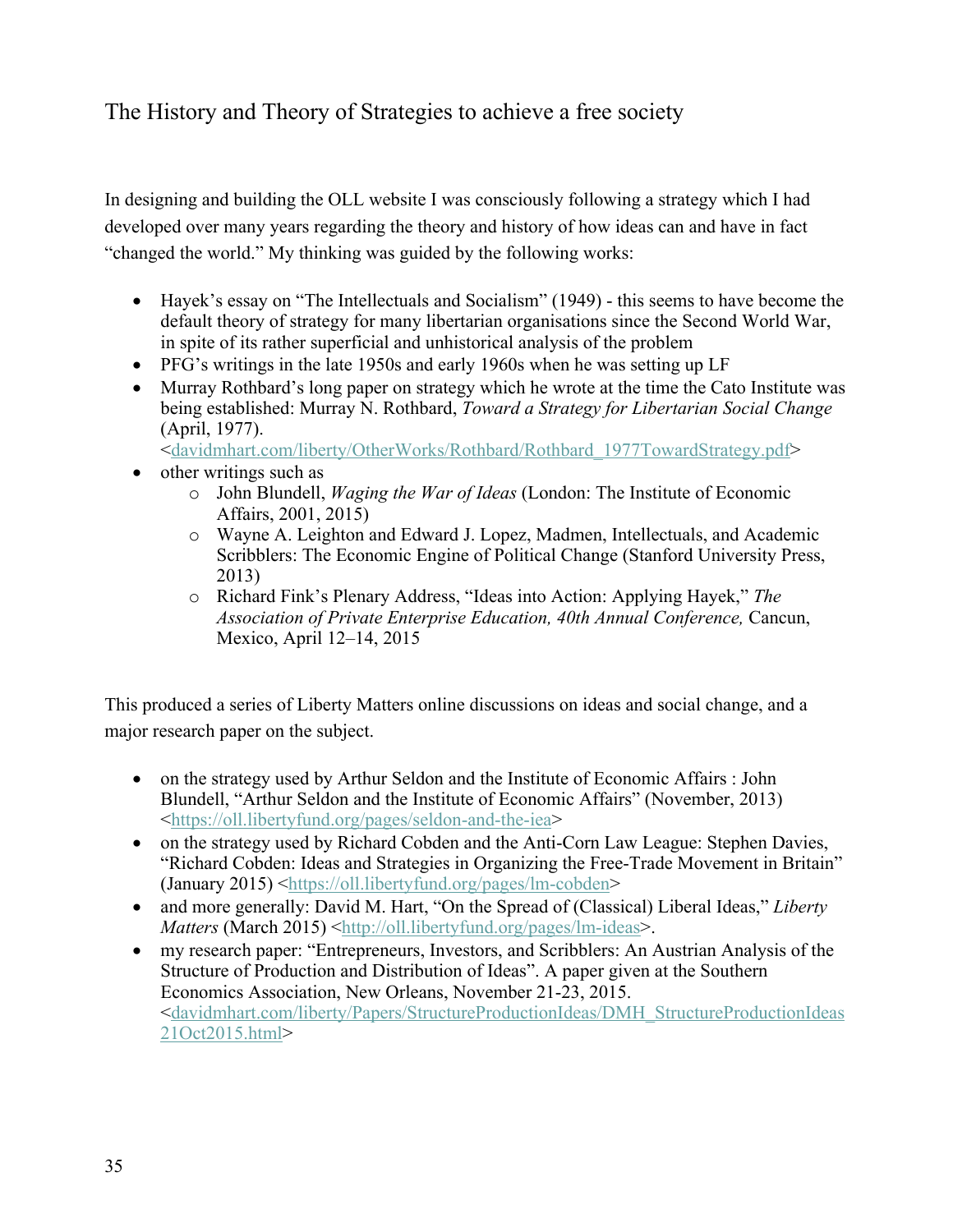## The History and Theory of Strategies to achieve a free society

In designing and building the OLL website I was consciously following a strategy which I had developed over many years regarding the theory and history of how ideas can and have in fact "changed the world." My thinking was guided by the following works:

- Hayek's essay on "The Intellectuals and Socialism" (1949) - this seems to have become the default theory of strategy for many libertarian organisations since the Second World War, in spite of its rather superficial and unhistorical analysis of the problem
- PFG's writings in the late 1950s and early 1960s when he was setting up LF
- Murray Rothbard's long paper on strategy which he wrote at the time the Cato Institute was being established: Murray N. Rothbard, *Toward a Strategy for Libertarian Social Change* (April, 1977). <davidmhart.com/liberty/OtherWorks/Rothbard/Rothbard_1977TowardStrategy.pdf>
- other writings such as
  - John Blundell, *Waging the War of Ideas* (London: The Institute of Economic Affairs, 2001, 2015)
  - Wayne A. Leighton and Edward J. Lopez, Madmen, Intellectuals, and Academic Scribblers: The Economic Engine of Political Change (Stanford University Press, 2013)
  - Richard Fink's Plenary Address, "Ideas into Action: Applying Hayek," *The Association of Private Enterprise Education, 40th Annual Conference,* Cancun, Mexico, April 12–14, 2015

This produced a series of Liberty Matters online discussions on ideas and social change, and a major research paper on the subject.

- on the strategy used by Arthur Seldon and the Institute of Economic Affairs : John Blundell, "Arthur Seldon and the Institute of Economic Affairs" (November, 2013) <https://oll.libertyfund.org/pages/seldon-and-the-iea>
- on the strategy used by Richard Cobden and the Anti-Corn Law League: Stephen Davies, "Richard Cobden: Ideas and Strategies in Organizing the Free-Trade Movement in Britain" (January 2015) <https://oll.libertyfund.org/pages/lm-cobden>
- and more generally: David M. Hart, "On the Spread of (Classical) Liberal Ideas," *Liberty Matters* (March 2015) <http://oll.libertyfund.org/pages/lm-ideas>.
- my research paper: "Entrepreneurs, Investors, and Scribblers: An Austrian Analysis of the Structure of Production and Distribution of Ideas". A paper given at the Southern Economics Association, New Orleans, November 21-23, 2015. <davidmhart.com/liberty/Papers/StructureProductionIdeas/DMH_StructureProductionIdeas21Oct2015.html>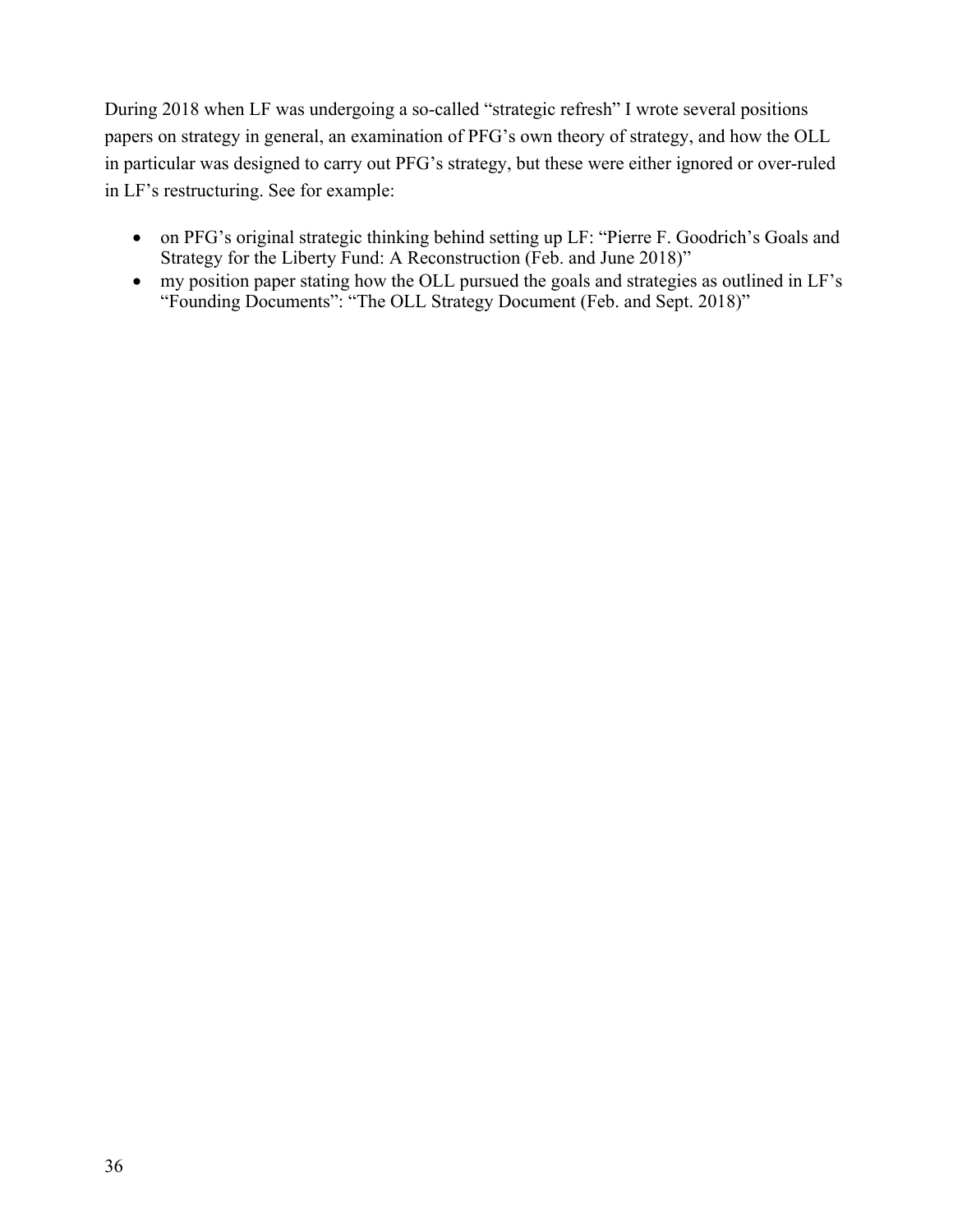During 2018 when LF was undergoing a so-called "strategic refresh" I wrote several positions papers on strategy in general, an examination of PFG's own theory of strategy, and how the OLL in particular was designed to carry out PFG's strategy, but these were either ignored or over-ruled in LF's restructuring. See for example:

- on PFG's original strategic thinking behind setting up LF: "Pierre F. Goodrich's Goals and Strategy for the Liberty Fund: A Reconstruction (Feb. and June 2018)"
- my position paper stating how the OLL pursued the goals and strategies as outlined in LF's "Founding Documents": "The OLL Strategy Document (Feb. and Sept. 2018)"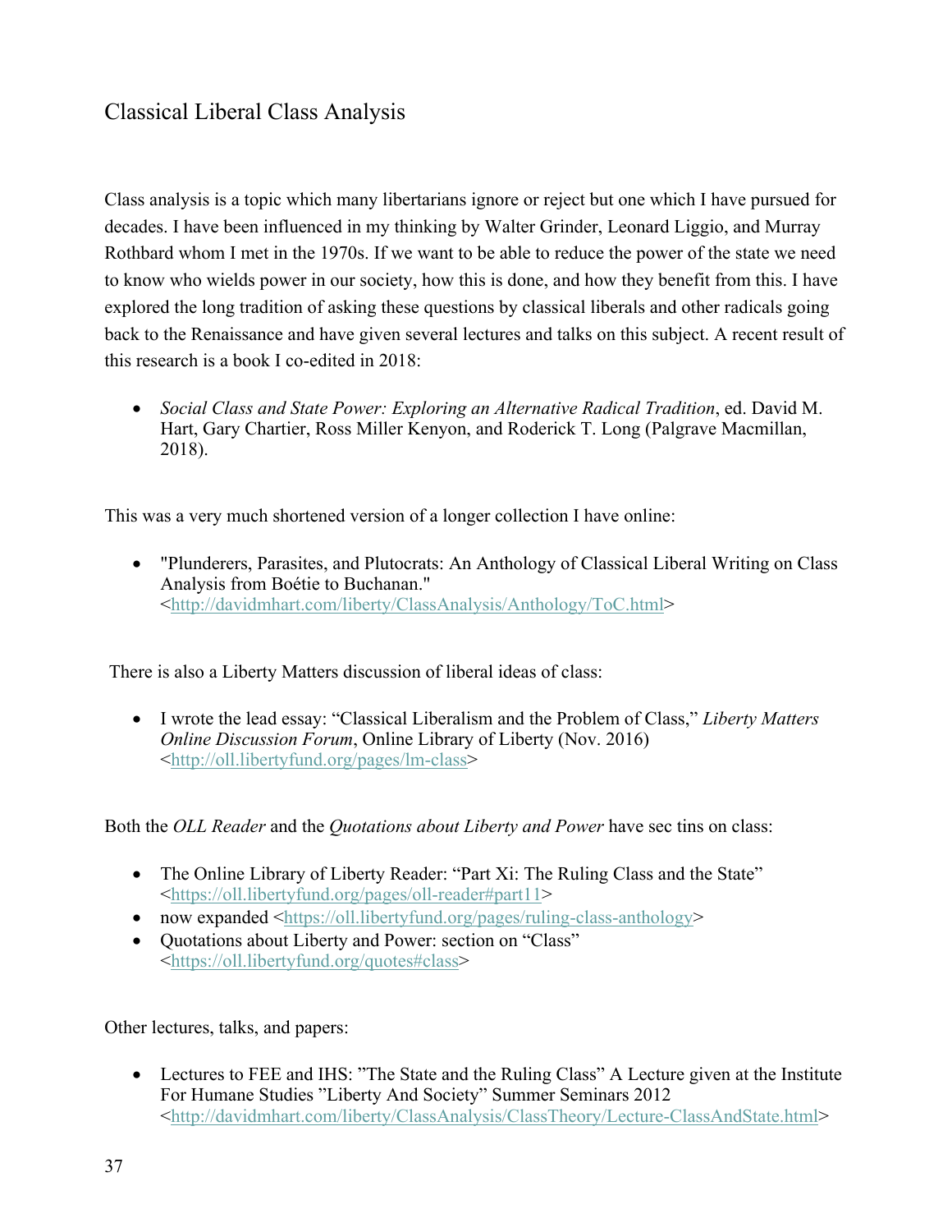## Classical Liberal Class Analysis

Class analysis is a topic which many libertarians ignore or reject but one which I have pursued for decades. I have been influenced in my thinking by Walter Grinder, Leonard Liggio, and Murray Rothbard whom I met in the 1970s. If we want to be able to reduce the power of the state we need to know who wields power in our society, how this is done, and how they benefit from this. I have explored the long tradition of asking these questions by classical liberals and other radicals going back to the Renaissance and have given several lectures and talks on this subject. A recent result of this research is a book I co-edited in 2018:

- *Social Class and State Power: Exploring an Alternative Radical Tradition*, ed. David M. Hart, Gary Chartier, Ross Miller Kenyon, and Roderick T. Long (Palgrave Macmillan, 2018).

This was a very much shortened version of a longer collection I have online:

- "Plunderers, Parasites, and Plutocrats: An Anthology of Classical Liberal Writing on Class Analysis from Boétie to Buchanan." <http://davidmhart.com/liberty/ClassAnalysis/Anthology/ToC.html>

There is also a Liberty Matters discussion of liberal ideas of class:

- I wrote the lead essay: "Classical Liberalism and the Problem of Class," *Liberty Matters Online Discussion Forum*, Online Library of Liberty (Nov. 2016) <http://oll.libertyfund.org/pages/lm-class>

Both the *OLL Reader* and the *Quotations about Liberty and Power* have sec tins on class:

- The Online Library of Liberty Reader: "Part Xi: The Ruling Class and the State" <https://oll.libertyfund.org/pages/oll-reader#part11>
- now expanded <https://oll.libertyfund.org/pages/ruling-class-anthology>
- Quotations about Liberty and Power: section on "Class" <https://oll.libertyfund.org/quotes#class>

Other lectures, talks, and papers:

- Lectures to FEE and IHS: "The State and the Ruling Class" A Lecture given at the Institute For Humane Studies "Liberty And Society" Summer Seminars 2012 <http://davidmhart.com/liberty/ClassAnalysis/ClassTheory/Lecture-ClassAndState.html>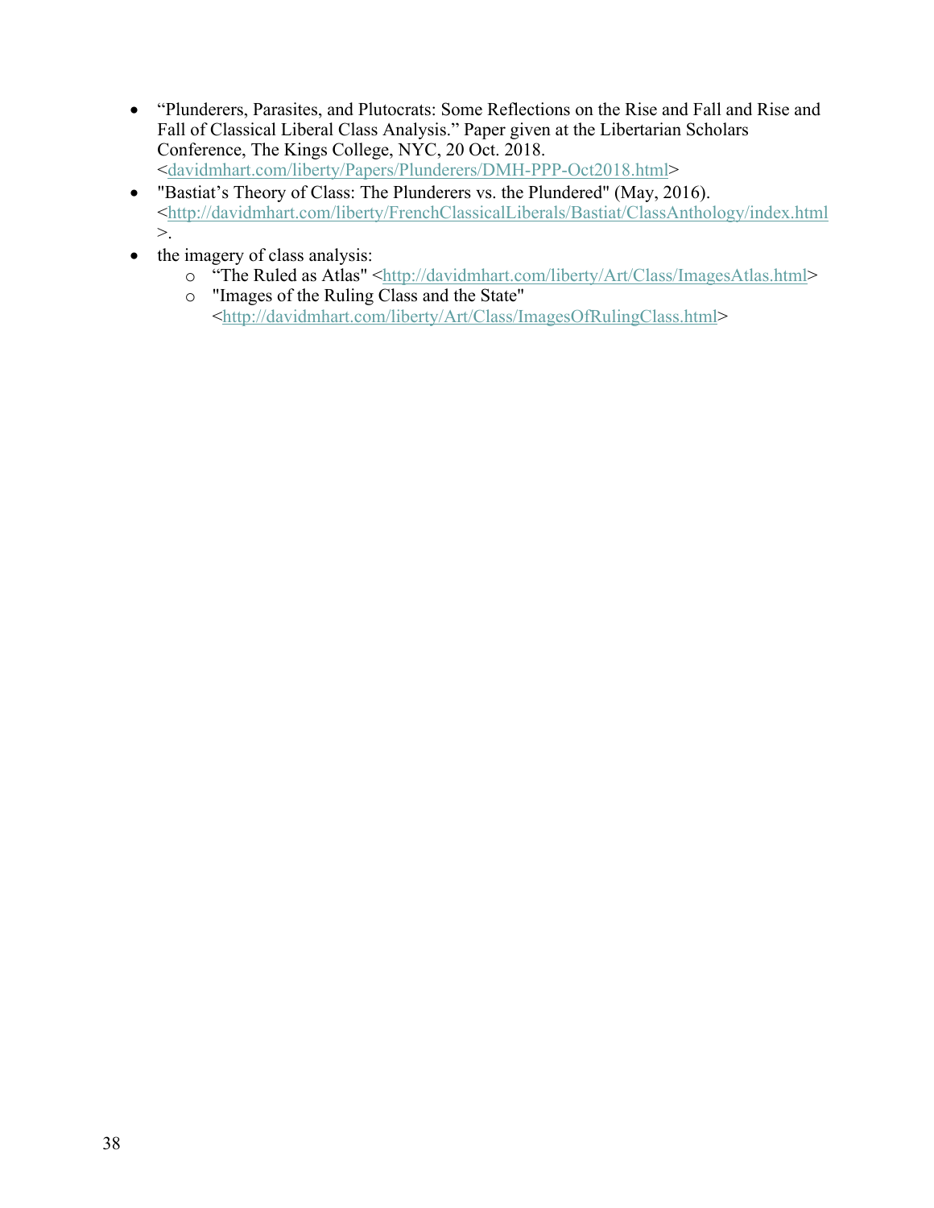- "Plunderers, Parasites, and Plutocrats: Some Reflections on the Rise and Fall and Rise and Fall of Classical Liberal Class Analysis." Paper given at the Libertarian Scholars Conference, The Kings College, NYC, 20 Oct. 2018. <davidmhart.com/liberty/Papers/Plunderers/DMH-PPP-Oct2018.html>
- "Bastiat's Theory of Class: The Plunderers vs. the Plundered" (May, 2016). <http://davidmhart.com/liberty/FrenchClassicalLiberals/Bastiat/ClassAnthology/index.html>.
- the imagery of class analysis:
  - "The Ruled as Atlas" <http://davidmhart.com/liberty/Art/Class/ImagesAtlas.html>
  - "Images of the Ruling Class and the State" <http://davidmhart.com/liberty/Art/Class/ImagesOfRulingClass.html>